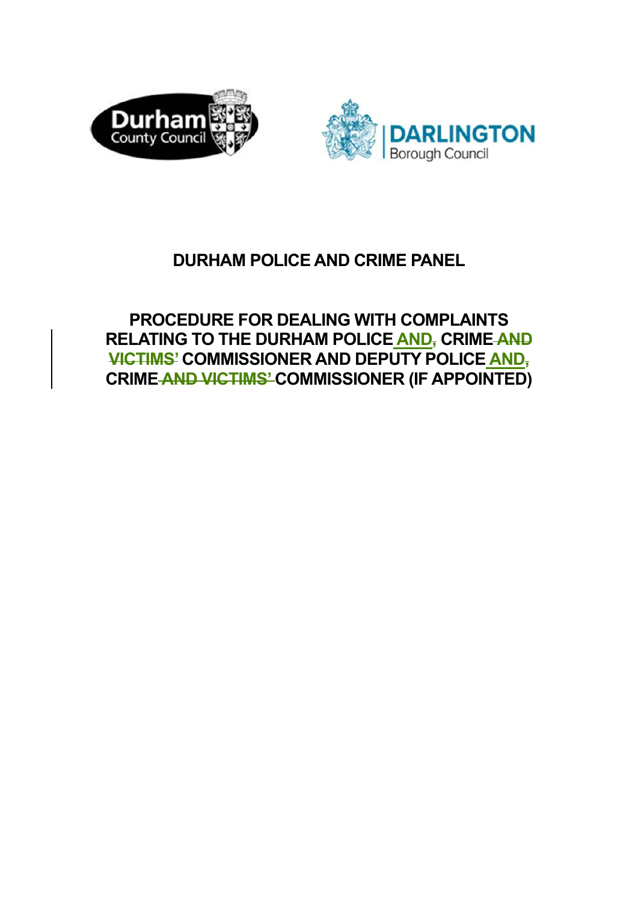Durham County Council

DARLINGTON Borough Council

# DURHAM POLICE AND CRIME PANEL

## PROCEDURE FOR DEALING WITH COMPLAINTS RELATING TO THE DURHAM POLICE AND~~,~~ CRIME ~~AND VICTIMS'~~ COMMISSIONER AND DEPUTY POLICE AND~~,~~ CRIME ~~AND VICTIMS'~~ COMMISSIONER (IF APPOINTED)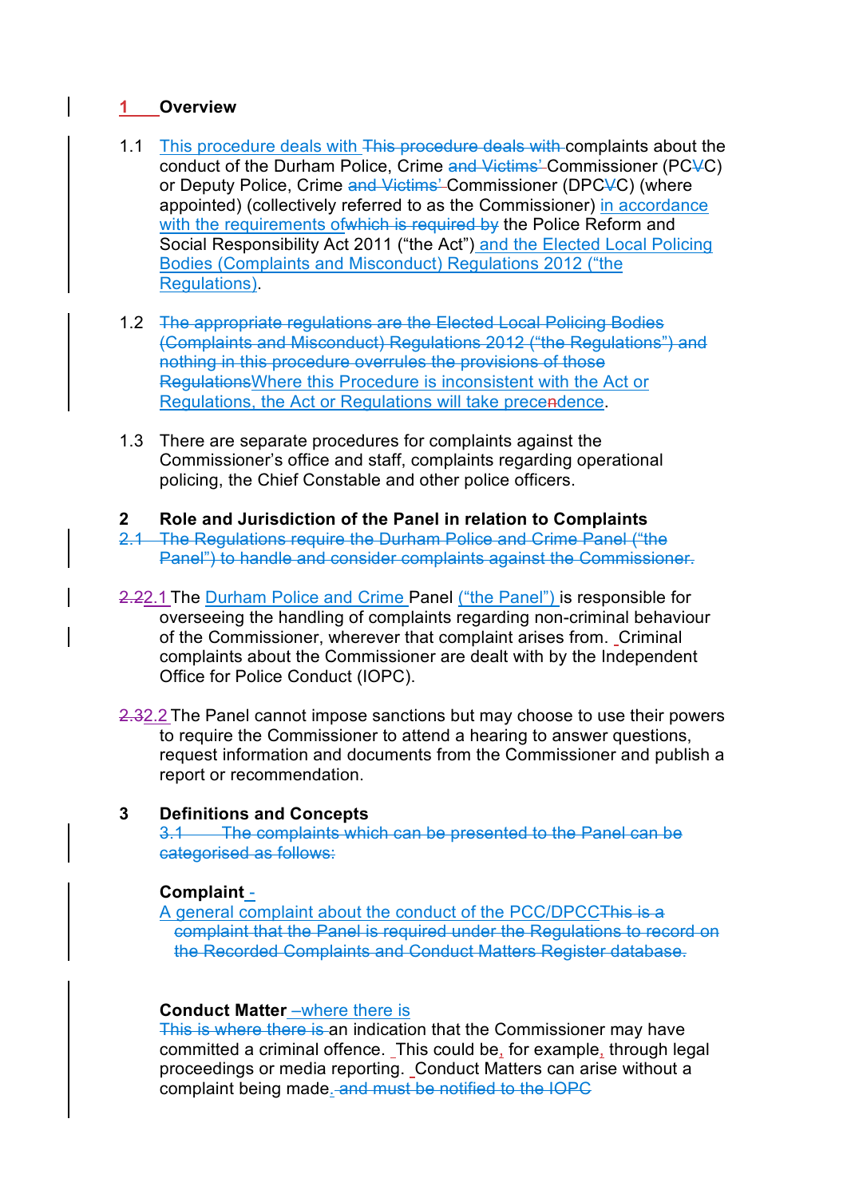## 1 Overview

1.1 This procedure deals with ~~This procedure deals with~~ complaints about the conduct of the Durham Police, Crime ~~and Victims'~~ Commissioner (PC~~V~~C) or Deputy Police, Crime ~~and Victims'~~ Commissioner (DPC~~V~~C) (where appointed) (collectively referred to as the Commissioner) in accordance with the requirements of~~which is required by~~ the Police Reform and Social Responsibility Act 2011 ("the Act") and the Elected Local Policing Bodies (Complaints and Misconduct) Regulations 2012 ("the Regulations).

1.2 ~~The appropriate regulations are the Elected Local Policing Bodies (Complaints and Misconduct) Regulations 2012 ("the Regulations") and nothing in this procedure overrules the provisions of those Regulations~~Where this Procedure is inconsistent with the Act or Regulations, the Act or Regulations will take prece~~n~~dence.

1.3 There are separate procedures for complaints against the Commissioner's office and staff, complaints regarding operational policing, the Chief Constable and other police officers.

## 2 Role and Jurisdiction of the Panel in relation to Complaints

~~2.1 The Regulations require the Durham Police and Crime Panel ("the Panel") to handle and consider complaints against the Commissioner.~~

~~2.2~~2.1 The Durham Police and Crime Panel ("the Panel") is responsible for overseeing the handling of complaints regarding non-criminal behaviour of the Commissioner, wherever that complaint arises from. Criminal complaints about the Commissioner are dealt with by the Independent Office for Police Conduct (IOPC).

~~2.3~~2.2 The Panel cannot impose sanctions but may choose to use their powers to require the Commissioner to attend a hearing to answer questions, request information and documents from the Commissioner and publish a report or recommendation.

## 3 Definitions and Concepts

~~3.1 The complaints which can be presented to the Panel can be categorised as follows:~~

**Complaint** -
A general complaint about the conduct of the PCC/DPCC~~This is a complaint that the Panel is required under the Regulations to record on the Recorded Complaints and Conduct Matters Register database.~~

**Conduct Matter** –where there is
~~This is where there is~~ an indication that the Commissioner may have committed a criminal offence. This could be, for example, through legal proceedings or media reporting. Conduct Matters can arise without a complaint being made. ~~and must be notified to the IOPC~~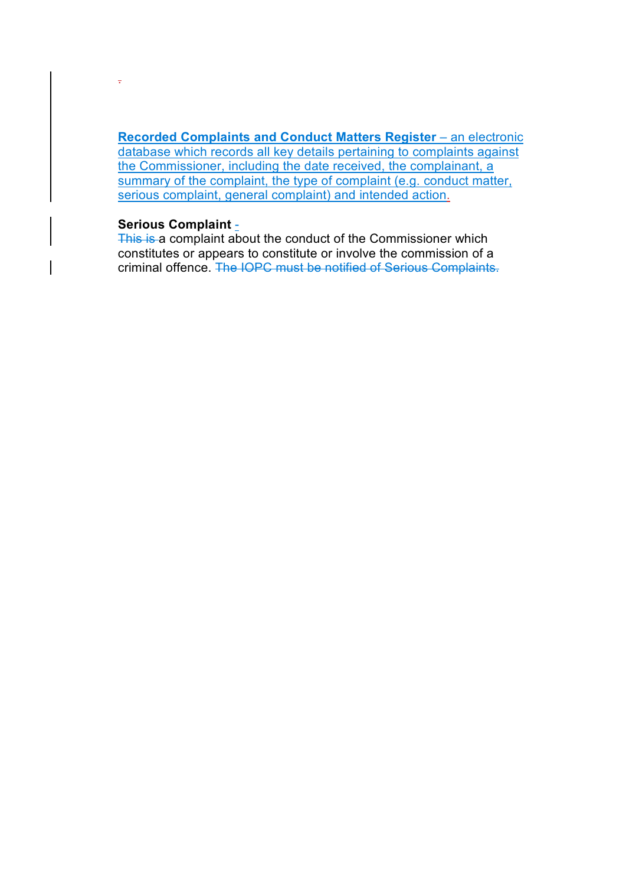**Recorded Complaints and Conduct Matters Register** – an electronic database which records all key details pertaining to complaints against the Commissioner, including the date received, the complainant, a summary of the complaint, the type of complaint (e.g. conduct matter, serious complaint, general complaint) and intended action.

**Serious Complaint** -
This is a complaint about the conduct of the Commissioner which constitutes or appears to constitute or involve the commission of a criminal offence. The IOPC must be notified of Serious Complaints.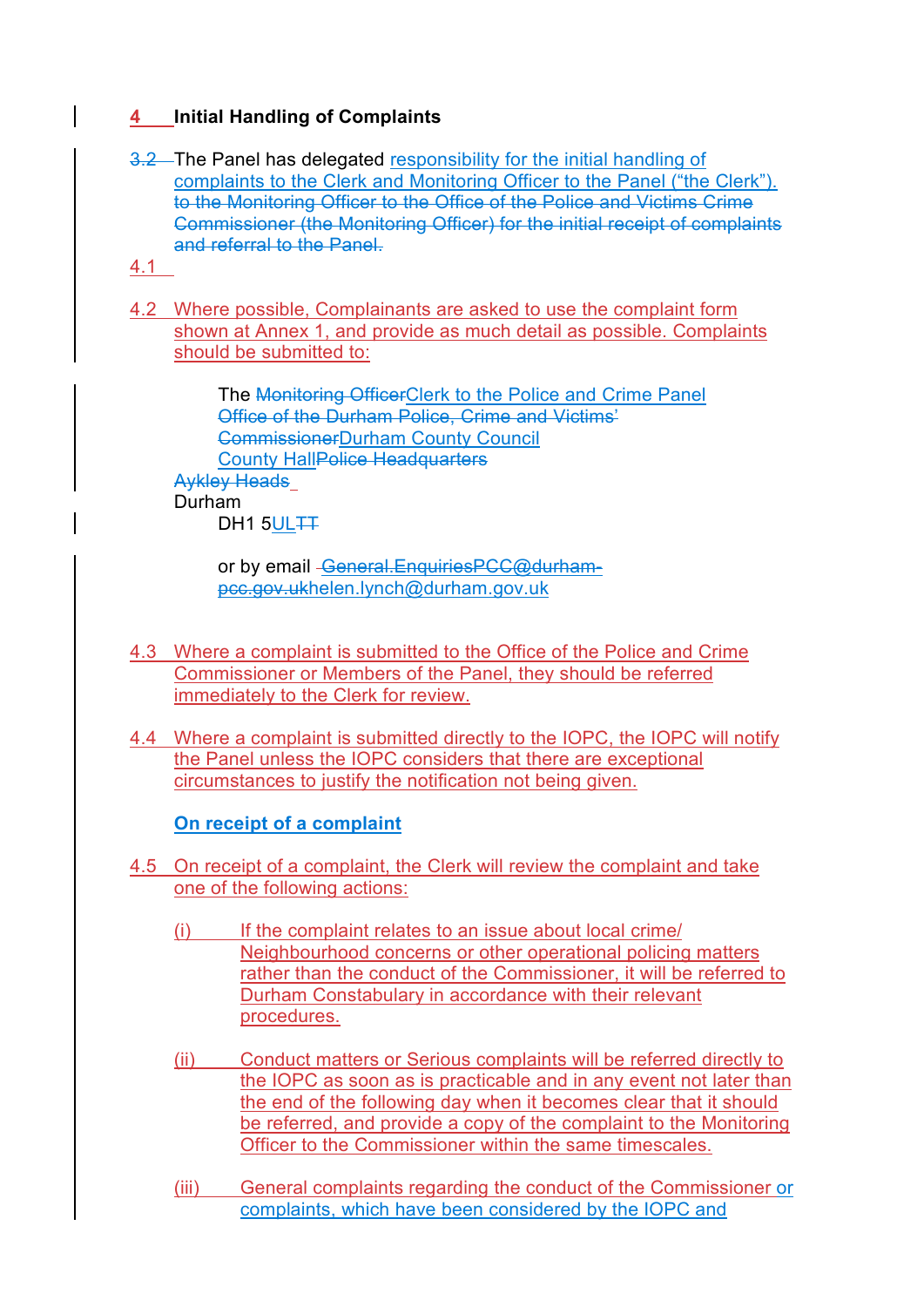## 4 Initial Handling of Complaints

~~3.2~~ The Panel has delegated responsibility for the initial handling of complaints to the Clerk and Monitoring Officer to the Panel ("the Clerk"). ~~to the Monitoring Officer to the Office of the Police and Victims Crime Commissioner (the Monitoring Officer) for the initial receipt of complaints and referral to the Panel.~~

4.1

4.2 Where possible, Complainants are asked to use the complaint form shown at Annex 1, and provide as much detail as possible. Complaints should be submitted to:

> The ~~Monitoring Officer~~Clerk to the Police and Crime Panel
> ~~Office of the Durham Police, Crime and Victims' Commissioner~~Durham County Council
> County Hall~~Police Headquarters~~
> ~~Aykley Heads~~
> Durham
> DH1 5UL~~TT~~
>
> or by email ~~General.EnquiriesPCC@durham-pcc.gov.uk~~helen.lynch@durham.gov.uk

4.3 Where a complaint is submitted to the Office of the Police and Crime Commissioner or Members of the Panel, they should be referred immediately to the Clerk for review.

4.4 Where a complaint is submitted directly to the IOPC, the IOPC will notify the Panel unless the IOPC considers that there are exceptional circumstances to justify the notification not being given.

**On receipt of a complaint**

4.5 On receipt of a complaint, the Clerk will review the complaint and take one of the following actions:

(i) If the complaint relates to an issue about local crime/ Neighbourhood concerns or other operational policing matters rather than the conduct of the Commissioner, it will be referred to Durham Constabulary in accordance with their relevant procedures.

(ii) Conduct matters or Serious complaints will be referred directly to the IOPC as soon as is practicable and in any event not later than the end of the following day when it becomes clear that it should be referred, and provide a copy of the complaint to the Monitoring Officer to the Commissioner within the same timescales.

(iii) General complaints regarding the conduct of the Commissioner or complaints, which have been considered by the IOPC and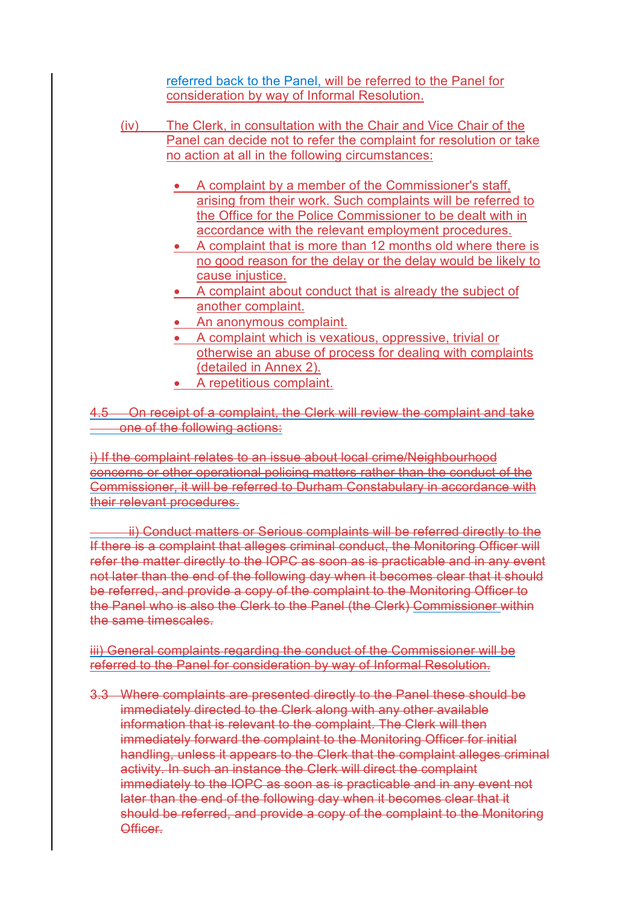referred back to the Panel, will be referred to the Panel for consideration by way of Informal Resolution.

(iv) The Clerk, in consultation with the Chair and Vice Chair of the Panel can decide not to refer the complaint for resolution or take no action at all in the following circumstances:

- A complaint by a member of the Commissioner's staff, arising from their work. Such complaints will be referred to the Office for the Police Commissioner to be dealt with in accordance with the relevant employment procedures.
- A complaint that is more than 12 months old where there is no good reason for the delay or the delay would be likely to cause injustice.
- A complaint about conduct that is already the subject of another complaint.
- An anonymous complaint.
- A complaint which is vexatious, oppressive, trivial or otherwise an abuse of process for dealing with complaints (detailed in Annex 2).
- A repetitious complaint.

~~4.5 On receipt of a complaint, the Clerk will review the complaint and take one of the following actions:~~

~~i) If the complaint relates to an issue about local crime/Neighbourhood concerns or other operational policing matters rather than the conduct of the Commissioner, it will be referred to Durham Constabulary in accordance with their relevant procedures.~~

~~ii) Conduct matters or Serious complaints will be referred directly to the If there is a complaint that alleges criminal conduct, the Monitoring Officer will refer the matter directly to the IOPC as soon as is practicable and in any event not later than the end of the following day when it becomes clear that it should be referred, and provide a copy of the complaint to the Monitoring Officer to the Panel who is also the Clerk to the Panel (the Clerk) Commissioner within the same timescales.~~

~~iii) General complaints regarding the conduct of the Commissioner will be referred to the Panel for consideration by way of Informal Resolution.~~

~~3.3 Where complaints are presented directly to the Panel these should be immediately directed to the Clerk along with any other available information that is relevant to the complaint. The Clerk will then immediately forward the complaint to the Monitoring Officer for initial handling, unless it appears to the Clerk that the complaint alleges criminal activity. In such an instance the Clerk will direct the complaint immediately to the IOPC as soon as is practicable and in any event not later than the end of the following day when it becomes clear that it should be referred, and provide a copy of the complaint to the Monitoring Officer.~~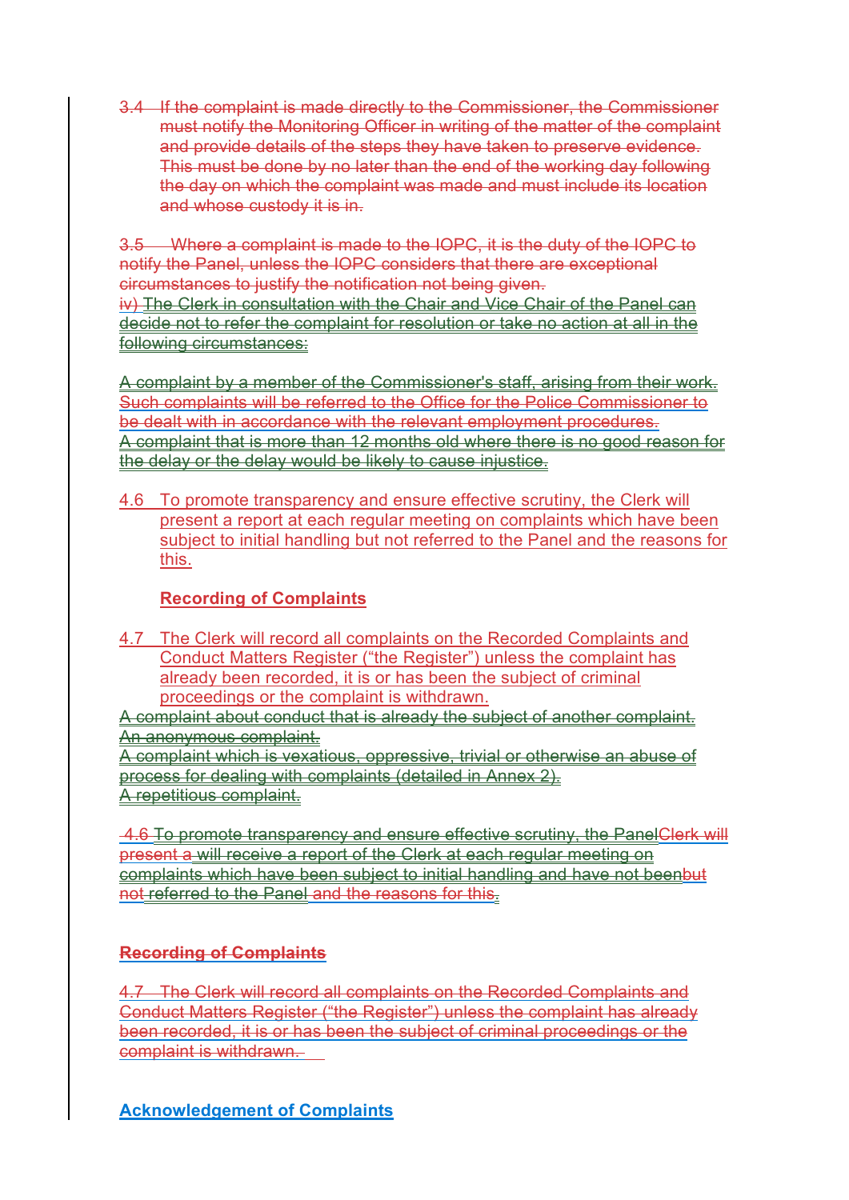3.4 If the complaint is made directly to the Commissioner, the Commissioner must notify the Monitoring Officer in writing of the matter of the complaint and provide details of the steps they have taken to preserve evidence. This must be done by no later than the end of the working day following the day on which the complaint was made and must include its location and whose custody it is in.

3.5 Where a complaint is made to the IOPC, it is the duty of the IOPC to notify the Panel, unless the IOPC considers that there are exceptional circumstances to justify the notification not being given.

iv) The Clerk in consultation with the Chair and Vice Chair of the Panel can decide not to refer the complaint for resolution or take no action at all in the following circumstances:

A complaint by a member of the Commissioner's staff, arising from their work. Such complaints will be referred to the Office for the Police Commissioner to be dealt with in accordance with the relevant employment procedures.

A complaint that is more than 12 months old where there is no good reason for the delay or the delay would be likely to cause injustice.

4.6 To promote transparency and ensure effective scrutiny, the Clerk will present a report at each regular meeting on complaints which have been subject to initial handling but not referred to the Panel and the reasons for this.

**Recording of Complaints**

4.7 The Clerk will record all complaints on the Recorded Complaints and Conduct Matters Register ("the Register") unless the complaint has already been recorded, it is or has been the subject of criminal proceedings or the complaint is withdrawn.

A complaint about conduct that is already the subject of another complaint.

An anonymous complaint.

A complaint which is vexatious, oppressive, trivial or otherwise an abuse of process for dealing with complaints (detailed in Annex 2).

A repetitious complaint.

4.6 To promote transparency and ensure effective scrutiny, the PanelClerk will present a will receive a report of the Clerk at each regular meeting on complaints which have been subject to initial handling and have not beenbut not referred to the Panel and the reasons for this.

**Recording of Complaints**

4.7 The Clerk will record all complaints on the Recorded Complaints and Conduct Matters Register ("the Register") unless the complaint has already been recorded, it is or has been the subject of criminal proceedings or the complaint is withdrawn.

**Acknowledgement of Complaints**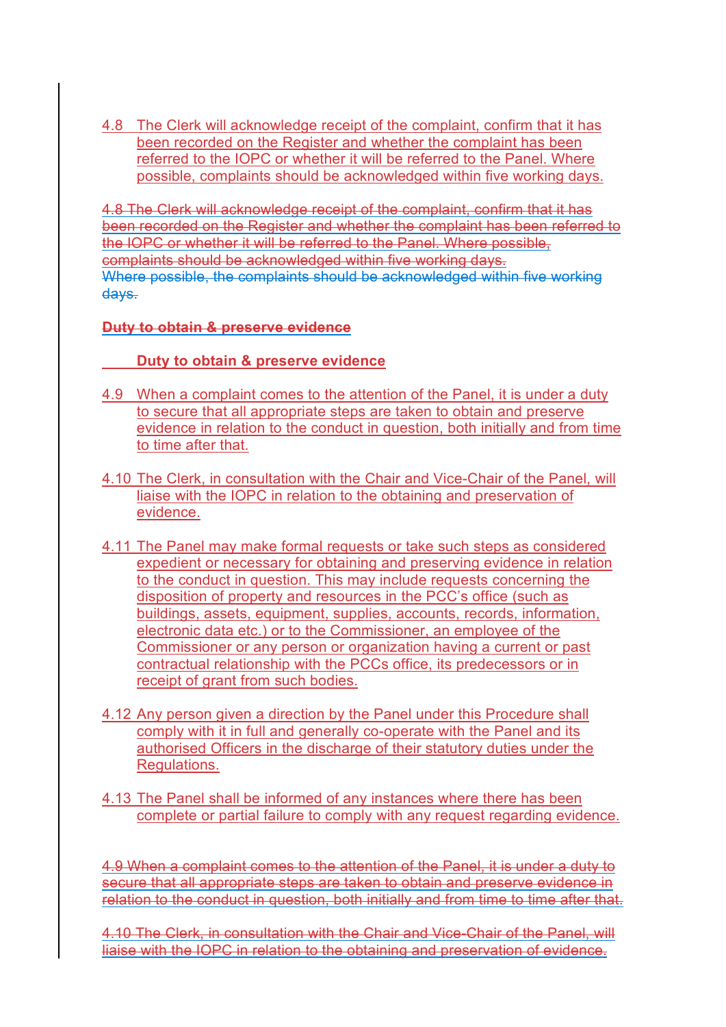4.8 The Clerk will acknowledge receipt of the complaint, confirm that it has been recorded on the Register and whether the complaint has been referred to the IOPC or whether it will be referred to the Panel. Where possible, complaints should be acknowledged within five working days.

~~4.8 The Clerk will acknowledge receipt of the complaint, confirm that it has been recorded on the Register and whether the complaint has been referred to the IOPC or whether it will be referred to the Panel. Where possible, complaints should be acknowledged within five working days.~~
~~Where possible, the complaints should be acknowledged within five working days.~~

~~**Duty to obtain & preserve evidence**~~

**Duty to obtain & preserve evidence**

4.9 When a complaint comes to the attention of the Panel, it is under a duty to secure that all appropriate steps are taken to obtain and preserve evidence in relation to the conduct in question, both initially and from time to time after that.

4.10 The Clerk, in consultation with the Chair and Vice-Chair of the Panel, will liaise with the IOPC in relation to the obtaining and preservation of evidence.

4.11 The Panel may make formal requests or take such steps as considered expedient or necessary for obtaining and preserving evidence in relation to the conduct in question. This may include requests concerning the disposition of property and resources in the PCC's office (such as buildings, assets, equipment, supplies, accounts, records, information, electronic data etc.) or to the Commissioner, an employee of the Commissioner or any person or organization having a current or past contractual relationship with the PCCs office, its predecessors or in receipt of grant from such bodies.

4.12 Any person given a direction by the Panel under this Procedure shall comply with it in full and generally co-operate with the Panel and its authorised Officers in the discharge of their statutory duties under the Regulations.

4.13 The Panel shall be informed of any instances where there has been complete or partial failure to comply with any request regarding evidence.

~~4.9 When a complaint comes to the attention of the Panel, it is under a duty to secure that all appropriate steps are taken to obtain and preserve evidence in relation to the conduct in question, both initially and from time to time after that.~~

~~4.10 The Clerk, in consultation with the Chair and Vice-Chair of the Panel, will liaise with the IOPC in relation to the obtaining and preservation of evidence.~~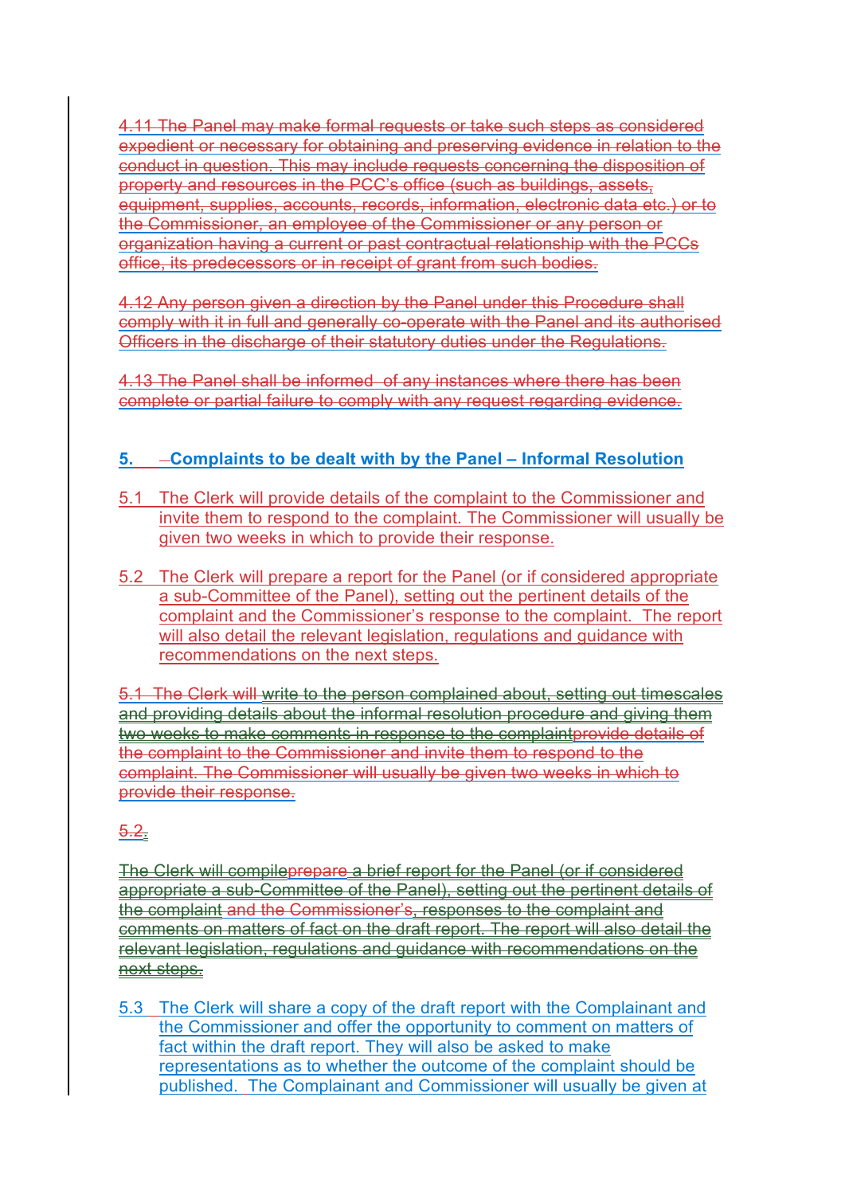4.11 The Panel may make formal requests or take such steps as considered expedient or necessary for obtaining and preserving evidence in relation to the conduct in question. This may include requests concerning the disposition of property and resources in the PCC's office (such as buildings, assets, equipment, supplies, accounts, records, information, electronic data etc.) or to the Commissioner, an employee of the Commissioner or any person or organization having a current or past contractual relationship with the PCCs office, its predecessors or in receipt of grant from such bodies.

4.12 Any person given a direction by the Panel under this Procedure shall comply with it in full and generally co-operate with the Panel and its authorised Officers in the discharge of their statutory duties under the Regulations.

4.13 The Panel shall be informed of any instances where there has been complete or partial failure to comply with any request regarding evidence.

## 5. Complaints to be dealt with by the Panel – Informal Resolution

5.1 The Clerk will provide details of the complaint to the Commissioner and invite them to respond to the complaint. The Commissioner will usually be given two weeks in which to provide their response.

5.2 The Clerk will prepare a report for the Panel (or if considered appropriate a sub-Committee of the Panel), setting out the pertinent details of the complaint and the Commissioner's response to the complaint. The report will also detail the relevant legislation, regulations and guidance with recommendations on the next steps.

5.1 The Clerk will write to the person complained about, setting out timescales and providing details about the informal resolution procedure and giving them two weeks to make comments in response to the complaintprovide details of the complaint to the Commissioner and invite them to respond to the complaint. The Commissioner will usually be given two weeks in which to provide their response.

5.2.

The Clerk will compileprepare a brief report for the Panel (or if considered appropriate a sub-Committee of the Panel), setting out the pertinent details of the complaint and the Commissioner's, responses to the complaint and comments on matters of fact on the draft report. The report will also detail the relevant legislation, regulations and guidance with recommendations on the next steps.

5.3 The Clerk will share a copy of the draft report with the Complainant and the Commissioner and offer the opportunity to comment on matters of fact within the draft report. They will also be asked to make representations as to whether the outcome of the complaint should be published. The Complainant and Commissioner will usually be given at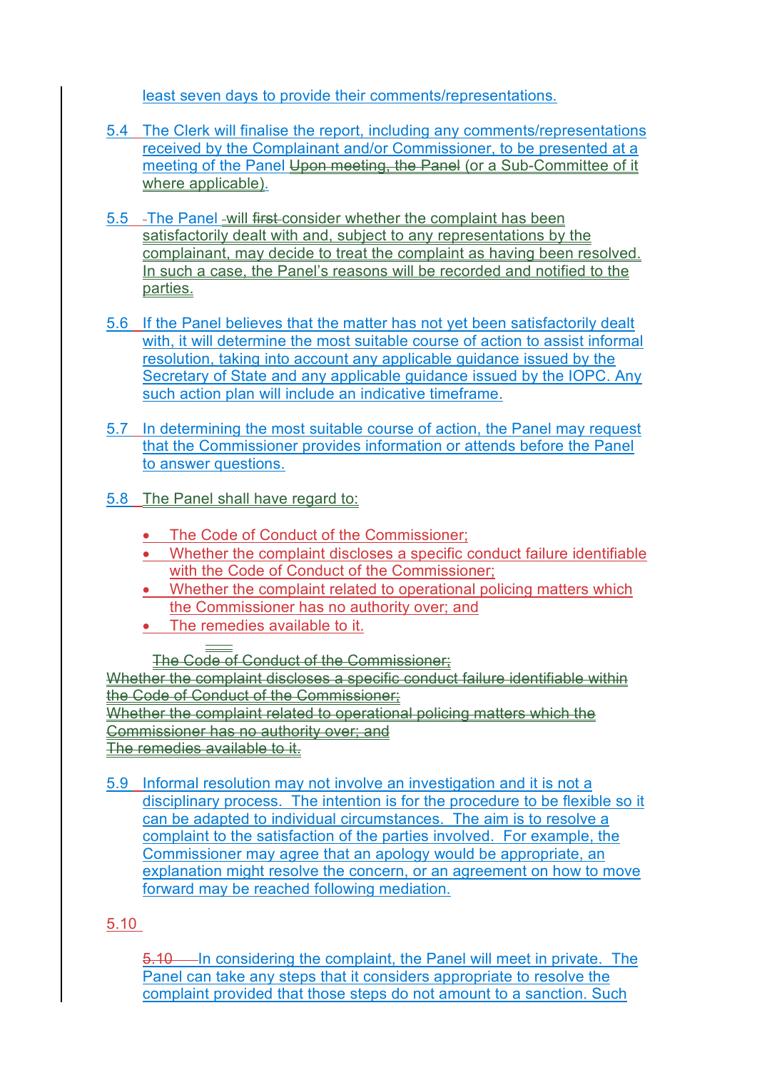least seven days to provide their comments/representations.

5.4 The Clerk will finalise the report, including any comments/representations received by the Complainant and/or Commissioner, to be presented at a meeting of the Panel ~~Upon meeting, the Panel~~ (or a Sub-Committee of it where applicable).

5.5 The Panel will ~~first~~ consider whether the complaint has been satisfactorily dealt with and, subject to any representations by the complainant, may decide to treat the complaint as having been resolved. In such a case, the Panel's reasons will be recorded and notified to the parties.

5.6 If the Panel believes that the matter has not yet been satisfactorily dealt with, it will determine the most suitable course of action to assist informal resolution, taking into account any applicable guidance issued by the Secretary of State and any applicable guidance issued by the IOPC. Any such action plan will include an indicative timeframe.

5.7 In determining the most suitable course of action, the Panel may request that the Commissioner provides information or attends before the Panel to answer questions.

5.8 The Panel shall have regard to:

- The Code of Conduct of the Commissioner;
- Whether the complaint discloses a specific conduct failure identifiable with the Code of Conduct of the Commissioner;
- Whether the complaint related to operational policing matters which the Commissioner has no authority over; and
- The remedies available to it.

~~The Code of Conduct of the Commissioner;~~
~~Whether the complaint discloses a specific conduct failure identifiable within the Code of Conduct of the Commissioner;~~
~~Whether the complaint related to operational policing matters which the Commissioner has no authority over; and~~
~~The remedies available to it.~~

5.9 Informal resolution may not involve an investigation and it is not a disciplinary process. The intention is for the procedure to be flexible so it can be adapted to individual circumstances. The aim is to resolve a complaint to the satisfaction of the parties involved. For example, the Commissioner may agree that an apology would be appropriate, an explanation might resolve the concern, or an agreement on how to move forward may be reached following mediation.

5.10

~~5.10~~ In considering the complaint, the Panel will meet in private. The Panel can take any steps that it considers appropriate to resolve the complaint provided that those steps do not amount to a sanction. Such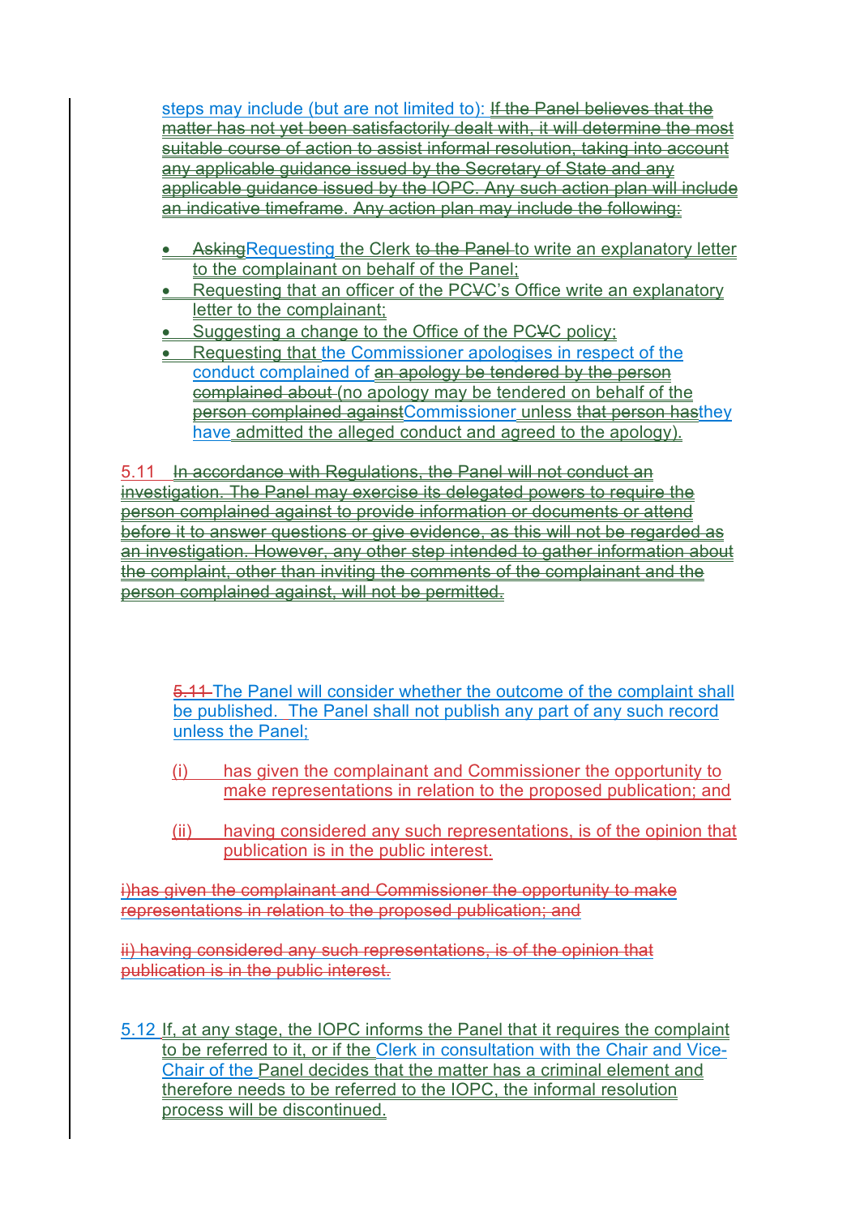steps may include (but are not limited to): ~~If the Panel believes that the matter has not yet been satisfactorily dealt with, it will determine the most suitable course of action to assist informal resolution, taking into account any applicable guidance issued by the Secretary of State and any applicable guidance issued by the IOPC. Any such action plan will include an indicative timeframe. Any action plan may include the following:~~

- ~~Asking~~Requesting the Clerk ~~to the Panel~~ to write an explanatory letter to the complainant on behalf of the Panel;
- Requesting that an officer of the PC~~V~~C's Office write an explanatory letter to the complainant;
- Suggesting a change to the Office of the PC~~V~~C policy;
- Requesting that the Commissioner apologises in respect of the conduct complained of ~~an apology be tendered by the person complained about~~ (no apology may be tendered on behalf of the ~~person complained against~~Commissioner unless ~~that person has~~they have admitted the alleged conduct and agreed to the apology).

5.11 ~~In accordance with Regulations, the Panel will not conduct an investigation. The Panel may exercise its delegated powers to require the person complained against to provide information or documents or attend before it to answer questions or give evidence, as this will not be regarded as an investigation. However, any other step intended to gather information about the complaint, other than inviting the comments of the complainant and the person complained against, will not be permitted.~~

~~5.11~~ The Panel will consider whether the outcome of the complaint shall be published. The Panel shall not publish any part of any such record unless the Panel;

(i) has given the complainant and Commissioner the opportunity to make representations in relation to the proposed publication; and

(ii) having considered any such representations, is of the opinion that publication is in the public interest.

~~i)has given the complainant and Commissioner the opportunity to make representations in relation to the proposed publication; and~~

~~ii) having considered any such representations, is of the opinion that publication is in the public interest.~~

5.12 If, at any stage, the IOPC informs the Panel that it requires the complaint to be referred to it, or if the Clerk in consultation with the Chair and Vice-Chair of the Panel decides that the matter has a criminal element and therefore needs to be referred to the IOPC, the informal resolution process will be discontinued.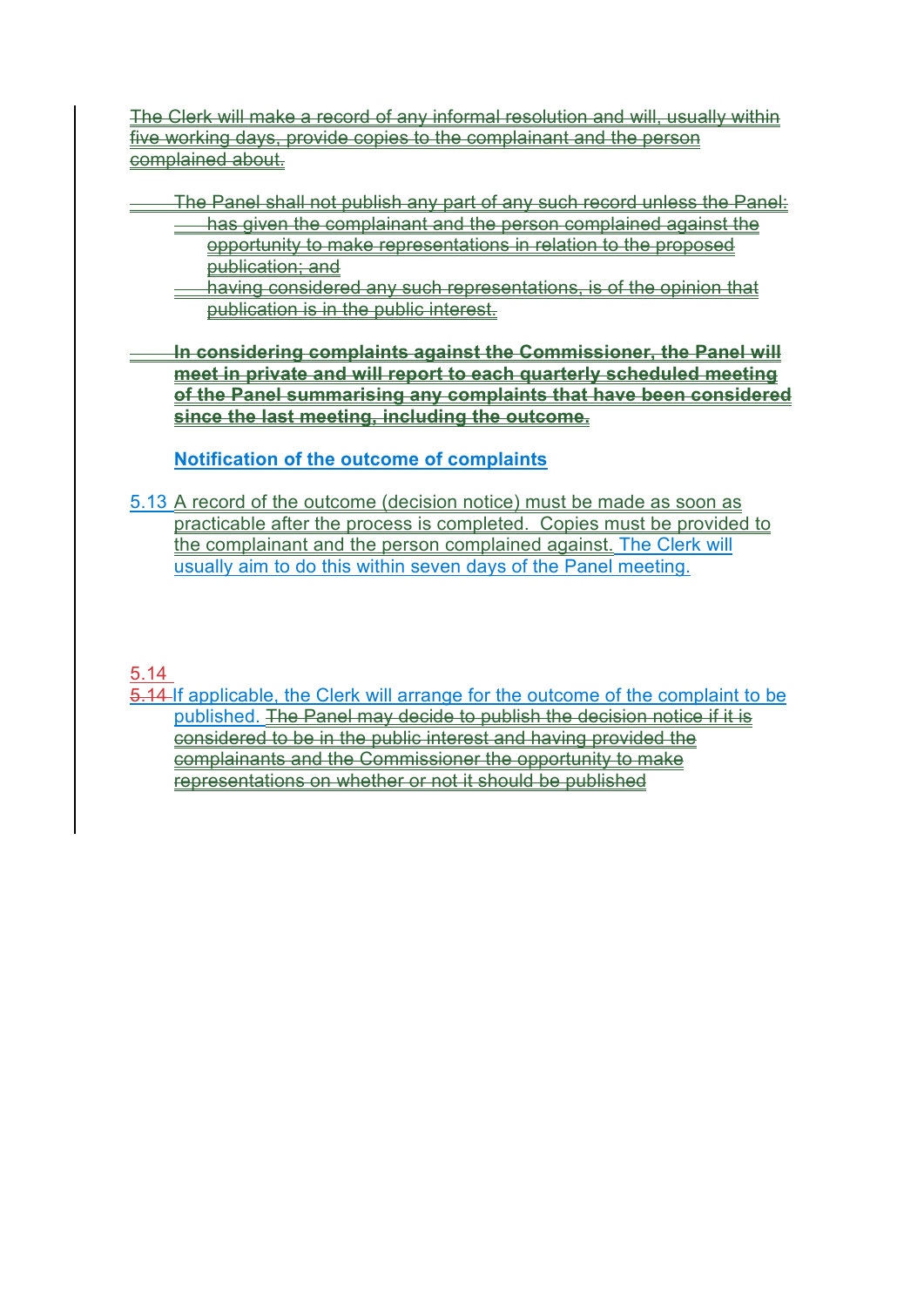~~The Clerk will make a record of any informal resolution and will, usually within five working days, provide copies to the complainant and the person complained about.~~

~~The Panel shall not publish any part of any such record unless the Panel:~~

- ~~has given the complainant and the person complained against the opportunity to make representations in relation to the proposed publication; and~~
- ~~having considered any such representations, is of the opinion that publication is in the public interest.~~

~~**In considering complaints against the Commissioner, the Panel will meet in private and will report to each quarterly scheduled meeting of the Panel summarising any complaints that have been considered since the last meeting, including the outcome.**~~

**Notification of the outcome of complaints**

5.13 A record of the outcome (decision notice) must be made as soon as practicable after the process is completed. Copies must be provided to the complainant and the person complained against. The Clerk will usually aim to do this within seven days of the Panel meeting.

5.14 ~~5.14~~ If applicable, the Clerk will arrange for the outcome of the complaint to be published. ~~The Panel may decide to publish the decision notice if it is considered to be in the public interest and having provided the complainants and the Commissioner the opportunity to make representations on whether or not it should be published~~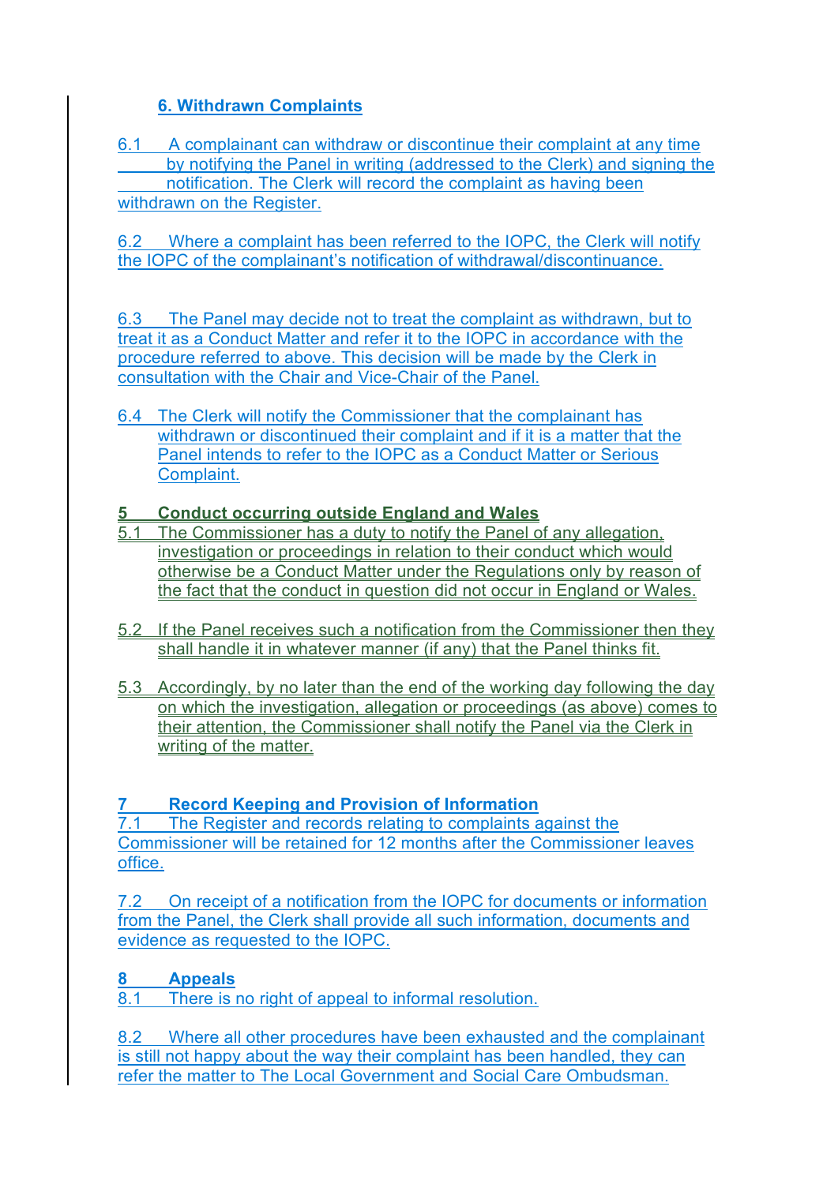## 6. Withdrawn Complaints

6.1 A complainant can withdraw or discontinue their complaint at any time by notifying the Panel in writing (addressed to the Clerk) and signing the notification. The Clerk will record the complaint as having been withdrawn on the Register.

6.2 Where a complaint has been referred to the IOPC, the Clerk will notify the IOPC of the complainant's notification of withdrawal/discontinuance.

6.3 The Panel may decide not to treat the complaint as withdrawn, but to treat it as a Conduct Matter and refer it to the IOPC in accordance with the procedure referred to above. This decision will be made by the Clerk in consultation with the Chair and Vice-Chair of the Panel.

6.4 The Clerk will notify the Commissioner that the complainant has withdrawn or discontinued their complaint and if it is a matter that the Panel intends to refer to the IOPC as a Conduct Matter or Serious Complaint.

## 5 Conduct occurring outside England and Wales

5.1 The Commissioner has a duty to notify the Panel of any allegation, investigation or proceedings in relation to their conduct which would otherwise be a Conduct Matter under the Regulations only by reason of the fact that the conduct in question did not occur in England or Wales.

5.2 If the Panel receives such a notification from the Commissioner then they shall handle it in whatever manner (if any) that the Panel thinks fit.

5.3 Accordingly, by no later than the end of the working day following the day on which the investigation, allegation or proceedings (as above) comes to their attention, the Commissioner shall notify the Panel via the Clerk in writing of the matter.

## 7 Record Keeping and Provision of Information

7.1 The Register and records relating to complaints against the Commissioner will be retained for 12 months after the Commissioner leaves office.

7.2 On receipt of a notification from the IOPC for documents or information from the Panel, the Clerk shall provide all such information, documents and evidence as requested to the IOPC.

## 8 Appeals

8.1 There is no right of appeal to informal resolution.

8.2 Where all other procedures have been exhausted and the complainant is still not happy about the way their complaint has been handled, they can refer the matter to The Local Government and Social Care Ombudsman.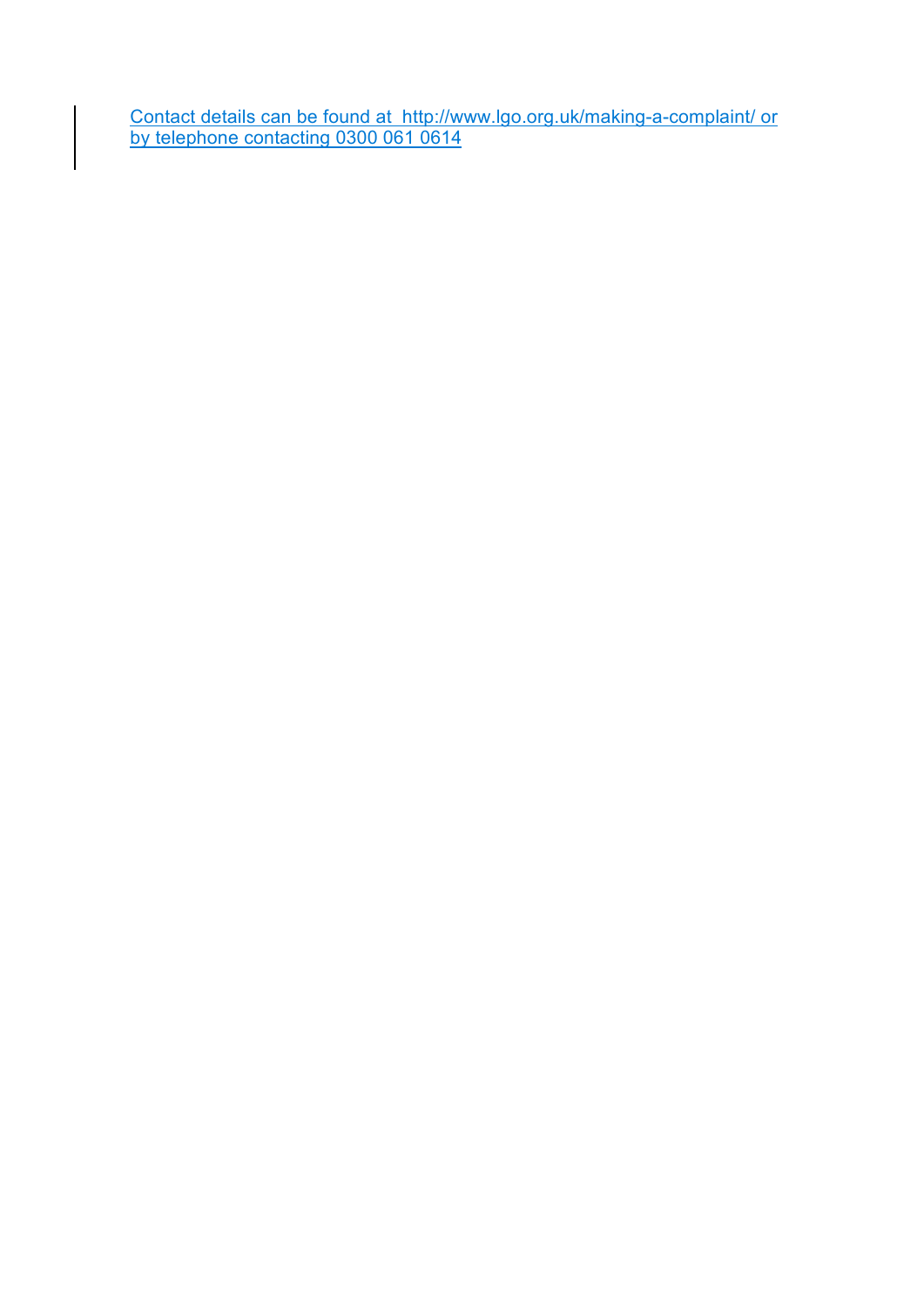Contact details can be found at  http://www.lgo.org.uk/making-a-complaint/ or by telephone contacting 0300 061 0614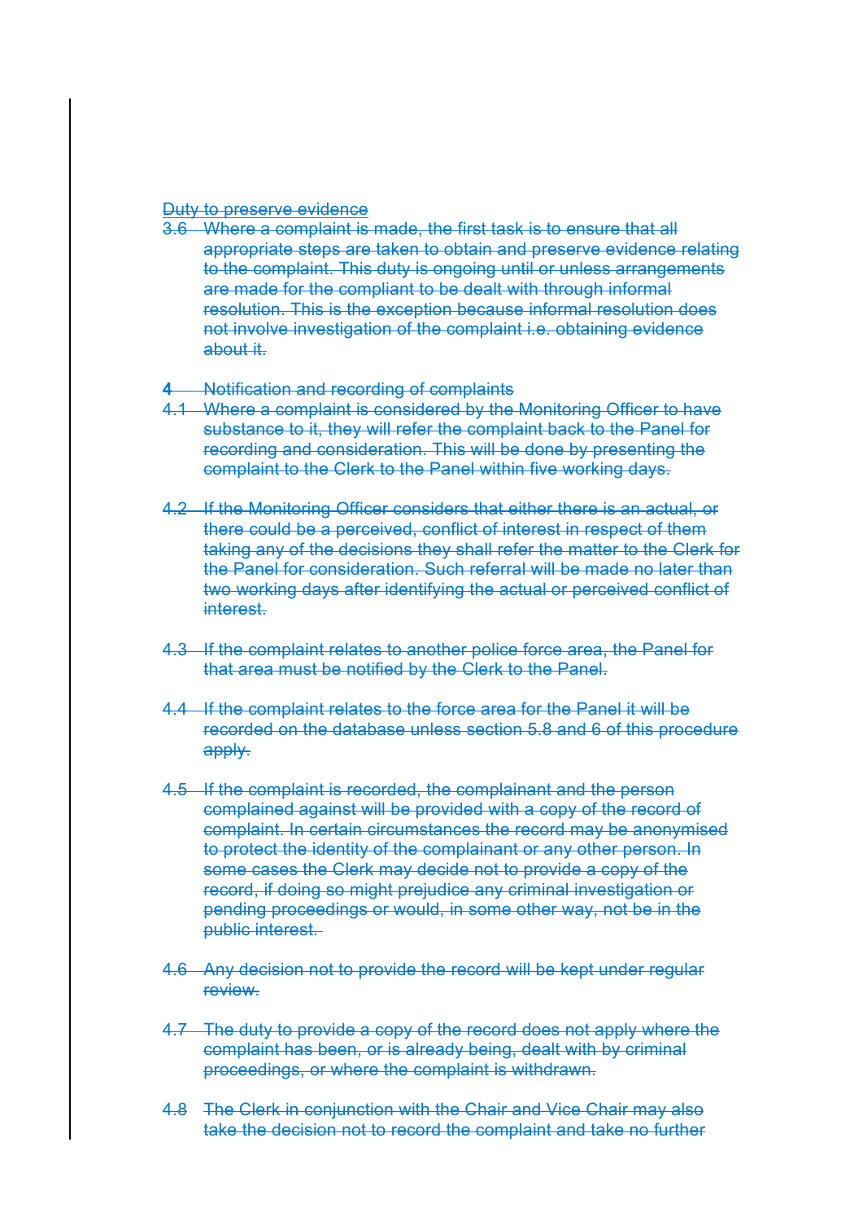~~Duty to preserve evidence~~

~~3.6 Where a complaint is made, the first task is to ensure that all appropriate steps are taken to obtain and preserve evidence relating to the complaint. This duty is ongoing until or unless arrangements are made for the compliant to be dealt with through informal resolution. This is the exception because informal resolution does not involve investigation of the complaint i.e. obtaining evidence about it.~~

~~**4** Notification and recording of complaints~~

~~4.1 Where a complaint is considered by the Monitoring Officer to have substance to it, they will refer the complaint back to the Panel for recording and consideration. This will be done by presenting the complaint to the Clerk to the Panel within five working days.~~

~~4.2 If the Monitoring Officer considers that either there is an actual, or there could be a perceived, conflict of interest in respect of them taking any of the decisions they shall refer the matter to the Clerk for the Panel for consideration. Such referral will be made no later than two working days after identifying the actual or perceived conflict of interest.~~

~~4.3 If the complaint relates to another police force area, the Panel for that area must be notified by the Clerk to the Panel.~~

~~4.4 If the complaint relates to the force area for the Panel it will be recorded on the database unless section 5.8 and 6 of this procedure apply.~~

~~4.5 If the complaint is recorded, the complainant and the person complained against will be provided with a copy of the record of complaint. In certain circumstances the record may be anonymised to protect the identity of the complainant or any other person. In some cases the Clerk may decide not to provide a copy of the record, if doing so might prejudice any criminal investigation or pending proceedings or would, in some other way, not be in the public interest.~~

~~4.6 Any decision not to provide the record will be kept under regular review.~~

~~4.7 The duty to provide a copy of the record does not apply where the complaint has been, or is already being, dealt with by criminal proceedings, or where the complaint is withdrawn.~~

~~4.8 The Clerk in conjunction with the Chair and Vice Chair may also take the decision not to record the complaint and take no further~~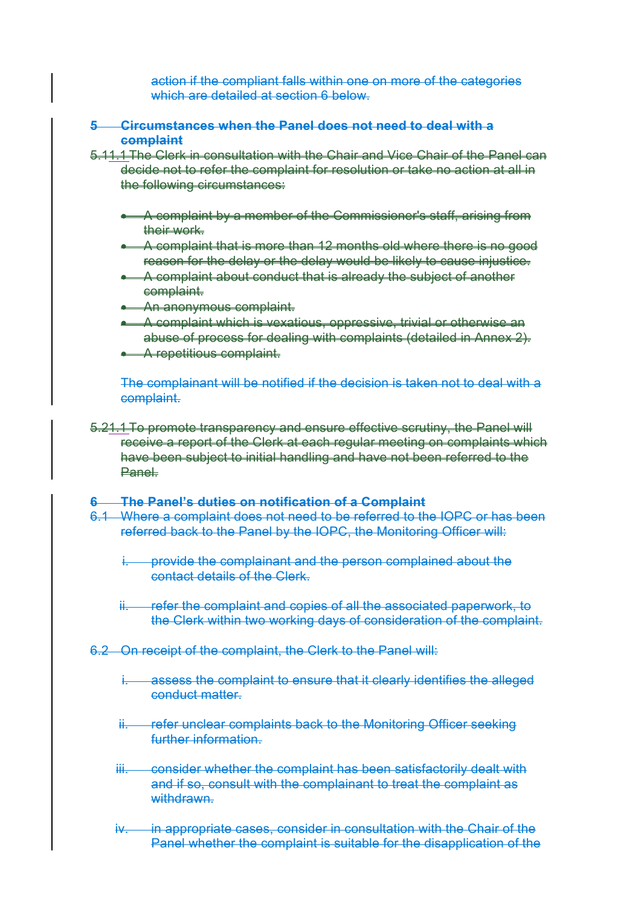action if the compliant falls within one on more of the categories which are detailed at section 6 below.

## 5 Circumstances when the Panel does not need to deal with a complaint

5.11.1 The Clerk in consultation with the Chair and Vice Chair of the Panel can decide not to refer the complaint for resolution or take no action at all in the following circumstances:

- A complaint by a member of the Commissioner's staff, arising from their work.
- A complaint that is more than 12 months old where there is no good reason for the delay or the delay would be likely to cause injustice.
- A complaint about conduct that is already the subject of another complaint.
- An anonymous complaint.
- A complaint which is vexatious, oppressive, trivial or otherwise an abuse of process for dealing with complaints (detailed in Annex 2).
- A repetitious complaint.

The complainant will be notified if the decision is taken not to deal with a complaint.

5.21.1 To promote transparency and ensure effective scrutiny, the Panel will receive a report of the Clerk at each regular meeting on complaints which have been subject to initial handling and have not been referred to the Panel.

## 6 The Panel's duties on notification of a Complaint

6.1 Where a complaint does not need to be referred to the IOPC or has been referred back to the Panel by the IOPC, the Monitoring Officer will:

i. provide the complainant and the person complained about the contact details of the Clerk.

ii. refer the complaint and copies of all the associated paperwork, to the Clerk within two working days of consideration of the complaint.

6.2 On receipt of the complaint, the Clerk to the Panel will:

i. assess the complaint to ensure that it clearly identifies the alleged conduct matter.

ii. refer unclear complaints back to the Monitoring Officer seeking further information.

iii. consider whether the complaint has been satisfactorily dealt with and if so, consult with the complainant to treat the complaint as withdrawn.

iv. in appropriate cases, consider in consultation with the Chair of the Panel whether the complaint is suitable for the disapplication of the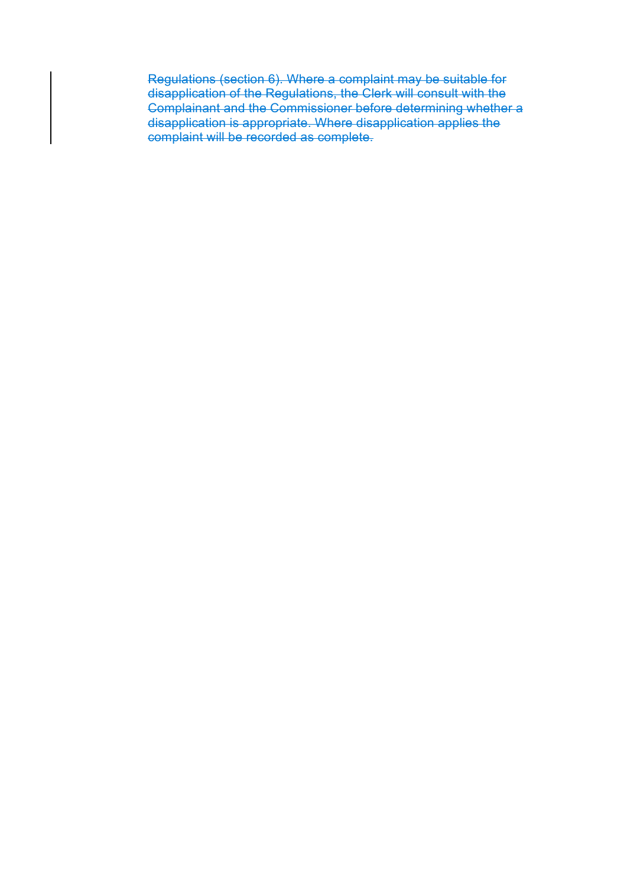~~Regulations (section 6). Where a complaint may be suitable for disapplication of the Regulations, the Clerk will consult with the Complainant and the Commissioner before determining whether a disapplication is appropriate. Where disapplication applies the complaint will be recorded as complete.~~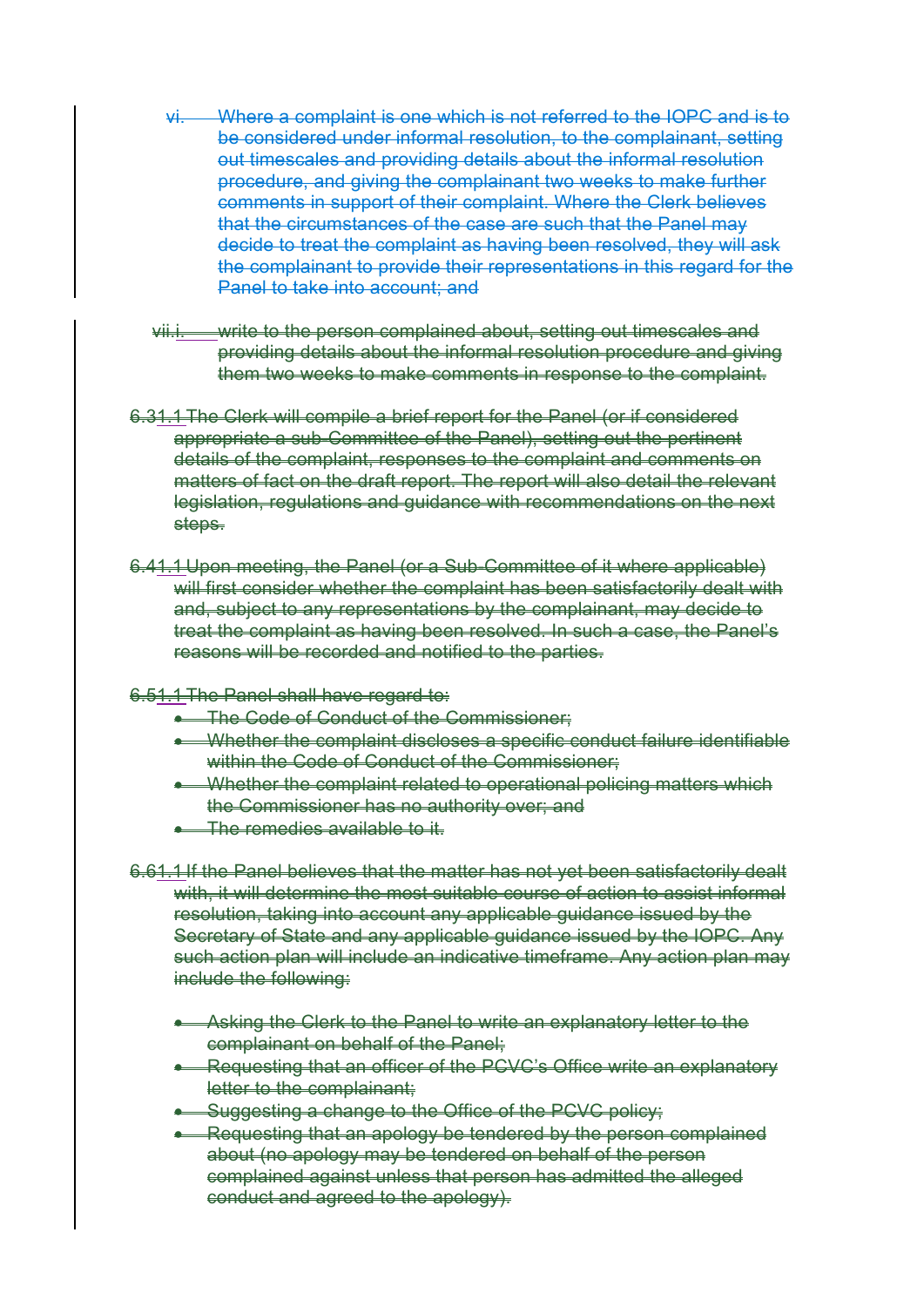vi. Where a complaint is one which is not referred to the IOPC and is to be considered under informal resolution, to the complainant, setting out timescales and providing details about the informal resolution procedure, and giving the complainant two weeks to make further comments in support of their complaint. Where the Clerk believes that the circumstances of the case are such that the Panel may decide to treat the complaint as having been resolved, they will ask the complainant to provide their representations in this regard for the Panel to take into account; and

vii.i. write to the person complained about, setting out timescales and providing details about the informal resolution procedure and giving them two weeks to make comments in response to the complaint.

6.31.1 The Clerk will compile a brief report for the Panel (or if considered appropriate a sub-Committee of the Panel), setting out the pertinent details of the complaint, responses to the complaint and comments on matters of fact on the draft report. The report will also detail the relevant legislation, regulations and guidance with recommendations on the next steps.

6.41.1 Upon meeting, the Panel (or a Sub-Committee of it where applicable) will first consider whether the complaint has been satisfactorily dealt with and, subject to any representations by the complainant, may decide to treat the complaint as having been resolved. In such a case, the Panel's reasons will be recorded and notified to the parties.

6.51.1 The Panel shall have regard to:

- The Code of Conduct of the Commissioner;
- Whether the complaint discloses a specific conduct failure identifiable within the Code of Conduct of the Commissioner;
- Whether the complaint related to operational policing matters which the Commissioner has no authority over; and
- The remedies available to it.

6.61.1 If the Panel believes that the matter has not yet been satisfactorily dealt with, it will determine the most suitable course of action to assist informal resolution, taking into account any applicable guidance issued by the Secretary of State and any applicable guidance issued by the IOPC. Any such action plan will include an indicative timeframe. Any action plan may include the following:

- Asking the Clerk to the Panel to write an explanatory letter to the complainant on behalf of the Panel;
- Requesting that an officer of the PCVC's Office write an explanatory letter to the complainant;
- Suggesting a change to the Office of the PCVC policy;
- Requesting that an apology be tendered by the person complained about (no apology may be tendered on behalf of the person complained against unless that person has admitted the alleged conduct and agreed to the apology).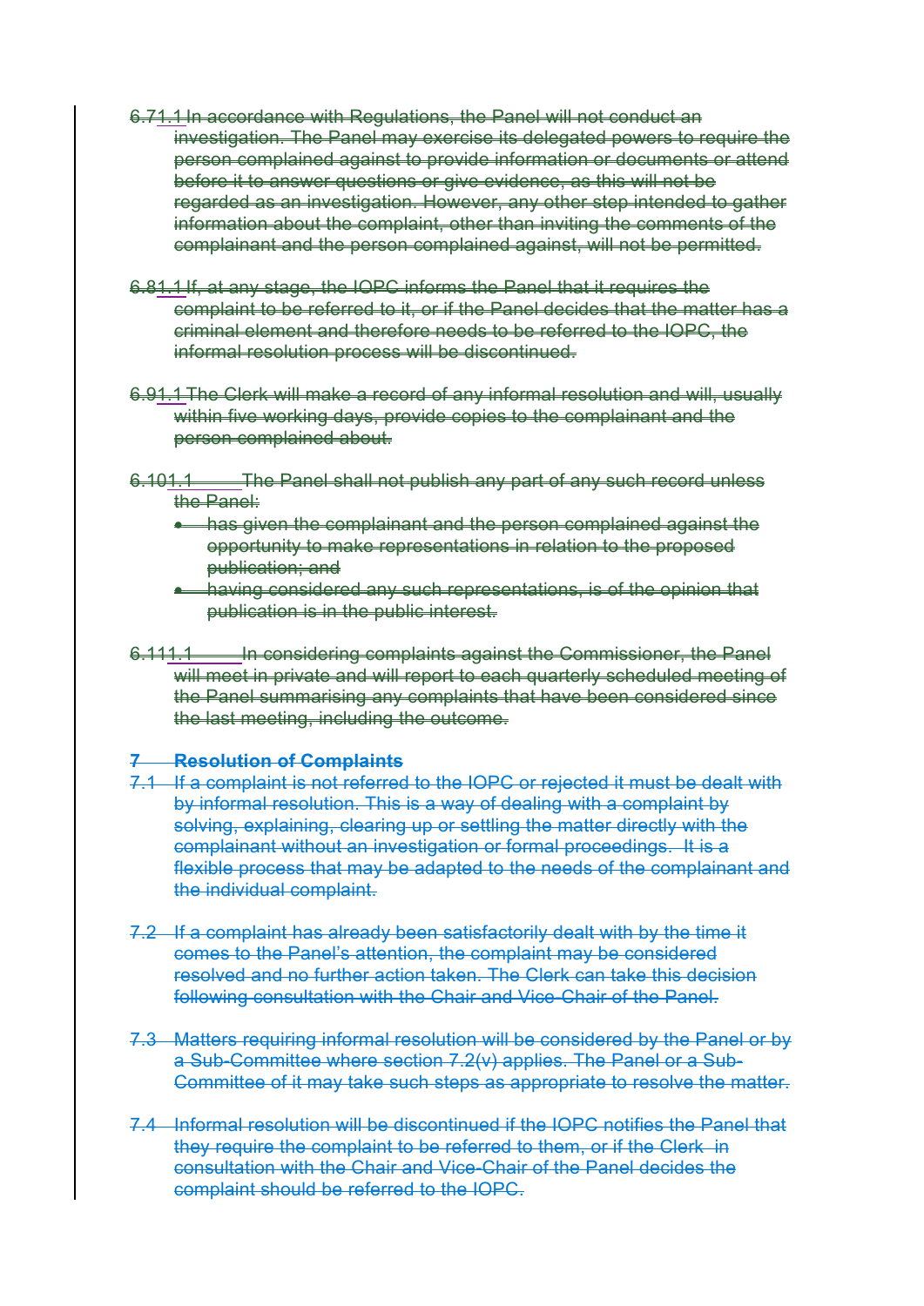6.71.1 In accordance with Regulations, the Panel will not conduct an investigation. The Panel may exercise its delegated powers to require the person complained against to provide information or documents or attend before it to answer questions or give evidence, as this will not be regarded as an investigation. However, any other step intended to gather information about the complaint, other than inviting the comments of the complainant and the person complained against, will not be permitted.

6.81.1 If, at any stage, the IOPC informs the Panel that it requires the complaint to be referred to it, or if the Panel decides that the matter has a criminal element and therefore needs to be referred to the IOPC, the informal resolution process will be discontinued.

6.91.1 The Clerk will make a record of any informal resolution and will, usually within five working days, provide copies to the complainant and the person complained about.

6.101.1 The Panel shall not publish any part of any such record unless the Panel:

- has given the complainant and the person complained against the opportunity to make representations in relation to the proposed publication; and
- having considered any such representations, is of the opinion that publication is in the public interest.

6.111.1 In considering complaints against the Commissioner, the Panel will meet in private and will report to each quarterly scheduled meeting of the Panel summarising any complaints that have been considered since the last meeting, including the outcome.

## 7 Resolution of Complaints

7.1 If a complaint is not referred to the IOPC or rejected it must be dealt with by informal resolution. This is a way of dealing with a complaint by solving, explaining, clearing up or settling the matter directly with the complainant without an investigation or formal proceedings. It is a flexible process that may be adapted to the needs of the complainant and the individual complaint.

7.2 If a complaint has already been satisfactorily dealt with by the time it comes to the Panel's attention, the complaint may be considered resolved and no further action taken. The Clerk can take this decision following consultation with the Chair and Vice-Chair of the Panel.

7.3 Matters requiring informal resolution will be considered by the Panel or by a Sub-Committee where section 7.2(v) applies. The Panel or a Sub-Committee of it may take such steps as appropriate to resolve the matter.

7.4 Informal resolution will be discontinued if the IOPC notifies the Panel that they require the complaint to be referred to them, or if the Clerk in consultation with the Chair and Vice-Chair of the Panel decides the complaint should be referred to the IOPC.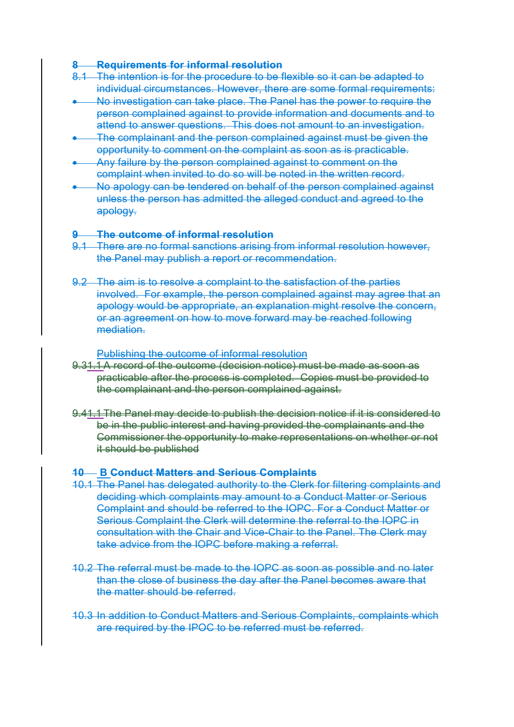## 8 Requirements for informal resolution

8.1 The intention is for the procedure to be flexible so it can be adapted to individual circumstances. However, there are some formal requirements:

- No investigation can take place. The Panel has the power to require the person complained against to provide information and documents and to attend to answer questions. This does not amount to an investigation.
- The complainant and the person complained against must be given the opportunity to comment on the complaint as soon as is practicable.
- Any failure by the person complained against to comment on the complaint when invited to do so will be noted in the written record.
- No apology can be tendered on behalf of the person complained against unless the person has admitted the alleged conduct and agreed to the apology.

## 9 The outcome of informal resolution

9.1 There are no formal sanctions arising from informal resolution however, the Panel may publish a report or recommendation.

9.2 The aim is to resolve a complaint to the satisfaction of the parties involved. For example, the person complained against may agree that an apology would be appropriate, an explanation might resolve the concern, or an agreement on how to move forward may be reached following mediation.

Publishing the outcome of informal resolution

9.31.1 A record of the outcome (decision notice) must be made as soon as practicable after the process is completed. Copies must be provided to the complainant and the person complained against.

9.41.1 The Panel may decide to publish the decision notice if it is considered to be in the public interest and having provided the complainants and the Commissioner the opportunity to make representations on whether or not it should be published

## 10 B Conduct Matters and Serious Complaints

10.1 The Panel has delegated authority to the Clerk for filtering complaints and deciding which complaints may amount to a Conduct Matter or Serious Complaint and should be referred to the IOPC. For a Conduct Matter or Serious Complaint the Clerk will determine the referral to the IOPC in consultation with the Chair and Vice-Chair to the Panel. The Clerk may take advice from the IOPC before making a referral.

10.2 The referral must be made to the IOPC as soon as possible and no later than the close of business the day after the Panel becomes aware that the matter should be referred.

10.3 In addition to Conduct Matters and Serious Complaints, complaints which are required by the IPOC to be referred must be referred.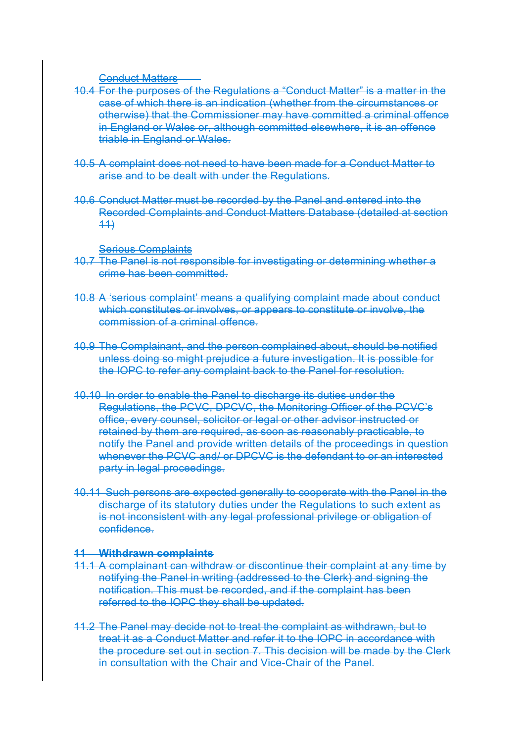~~Conduct Matters~~

~~10.4 For the purposes of the Regulations a "Conduct Matter" is a matter in the case of which there is an indication (whether from the circumstances or otherwise) that the Commissioner may have committed a criminal offence in England or Wales or, although committed elsewhere, it is an offence triable in England or Wales.~~

~~10.5 A complaint does not need to have been made for a Conduct Matter to arise and to be dealt with under the Regulations.~~

~~10.6 Conduct Matter must be recorded by the Panel and entered into the Recorded Complaints and Conduct Matters Database (detailed at section 11)~~

~~Serious Complaints~~

~~10.7 The Panel is not responsible for investigating or determining whether a crime has been committed.~~

~~10.8 A 'serious complaint' means a qualifying complaint made about conduct which constitutes or involves, or appears to constitute or involve, the commission of a criminal offence.~~

~~10.9 The Complainant, and the person complained about, should be notified unless doing so might prejudice a future investigation. It is possible for the IOPC to refer any complaint back to the Panel for resolution.~~

~~10.10 In order to enable the Panel to discharge its duties under the Regulations, the PCVC, DPCVC, the Monitoring Officer of the PCVC's office, every counsel, solicitor or legal or other advisor instructed or retained by them are required, as soon as reasonably practicable, to notify the Panel and provide written details of the proceedings in question whenever the PCVC and/ or DPCVC is the defendant to or an interested party in legal proceedings.~~

~~10.11 Such persons are expected generally to cooperate with the Panel in the discharge of its statutory duties under the Regulations to such extent as is not inconsistent with any legal professional privilege or obligation of confidence.~~

~~**11 Withdrawn complaints**~~

~~11.1 A complainant can withdraw or discontinue their complaint at any time by notifying the Panel in writing (addressed to the Clerk) and signing the notification. This must be recorded, and if the complaint has been referred to the IOPC they shall be updated.~~

~~11.2 The Panel may decide not to treat the complaint as withdrawn, but to treat it as a Conduct Matter and refer it to the IOPC in accordance with the procedure set out in section 7. This decision will be made by the Clerk in consultation with the Chair and Vice-Chair of the Panel.~~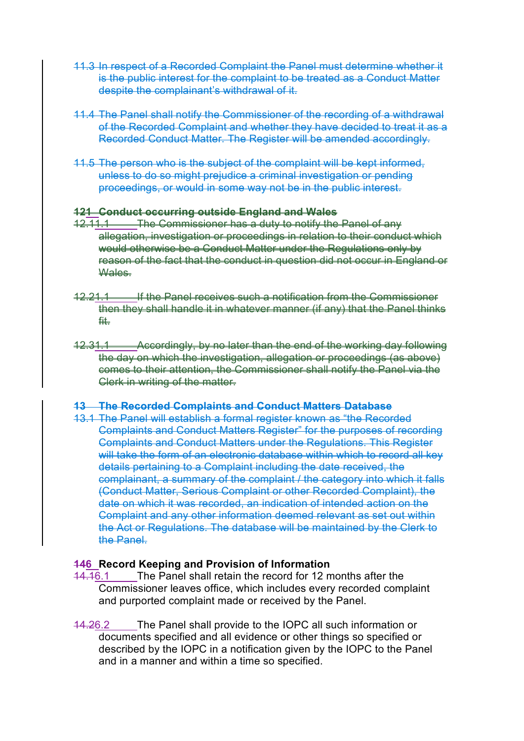~~11.3 In respect of a Recorded Complaint the Panel must determine whether it is the public interest for the complaint to be treated as a Conduct Matter despite the complainant's withdrawal of it.~~

~~11.4 The Panel shall notify the Commissioner of the recording of a withdrawal of the Recorded Complaint and whether they have decided to treat it as a Recorded Conduct Matter. The Register will be amended accordingly.~~

~~11.5 The person who is the subject of the complaint will be kept informed, unless to do so might prejudice a criminal investigation or pending proceedings, or would in some way not be in the public interest.~~

**~~121 Conduct occurring outside England and Wales~~**

~~12.11.1 The Commissioner has a duty to notify the Panel of any allegation, investigation or proceedings in relation to their conduct which would otherwise be a Conduct Matter under the Regulations only by reason of the fact that the conduct in question did not occur in England or Wales.~~

~~12.21.1 If the Panel receives such a notification from the Commissioner then they shall handle it in whatever manner (if any) that the Panel thinks fit.~~

~~12.31.1 Accordingly, by no later than the end of the working day following the day on which the investigation, allegation or proceedings (as above) comes to their attention, the Commissioner shall notify the Panel via the Clerk in writing of the matter.~~

**~~13 The Recorded Complaints and Conduct Matters Database~~**

~~13.1 The Panel will establish a formal register known as "the Recorded Complaints and Conduct Matters Register" for the purposes of recording Complaints and Conduct Matters under the Regulations. This Register will take the form of an electronic database within which to record all key details pertaining to a Complaint including the date received, the complainant, a summary of the complaint / the category into which it falls (Conduct Matter, Serious Complaint or other Recorded Complaint), the date on which it was recorded, an indication of intended action on the Complaint and any other information deemed relevant as set out within the Act or Regulations. The database will be maintained by the Clerk to the Panel.~~

**~~14~~6 Record Keeping and Provision of Information**

~~14.1~~6.1 The Panel shall retain the record for 12 months after the Commissioner leaves office, which includes every recorded complaint and purported complaint made or received by the Panel.

~~14.2~~6.2 The Panel shall provide to the IOPC all such information or documents specified and all evidence or other things so specified or described by the IOPC in a notification given by the IOPC to the Panel and in a manner and within a time so specified.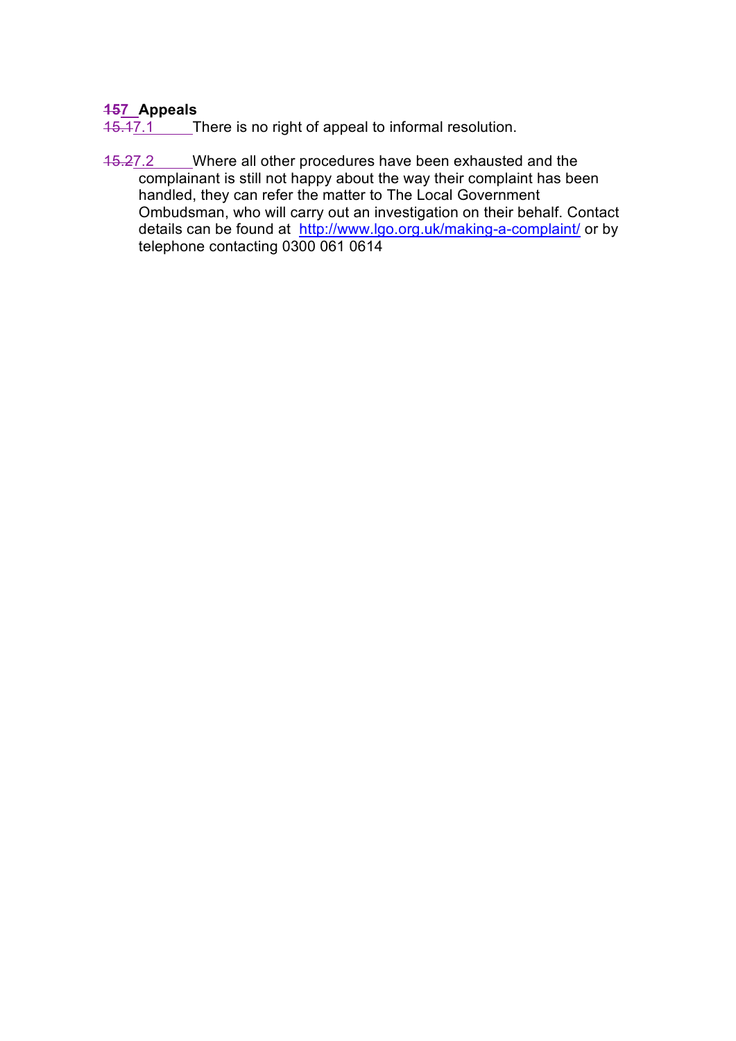## ~~15~~7 Appeals

~~15.1~~7.1 There is no right of appeal to informal resolution.

~~15.2~~7.2 Where all other procedures have been exhausted and the complainant is still not happy about the way their complaint has been handled, they can refer the matter to The Local Government Ombudsman, who will carry out an investigation on their behalf. Contact details can be found at http://www.lgo.org.uk/making-a-complaint/ or by telephone contacting 0300 061 0614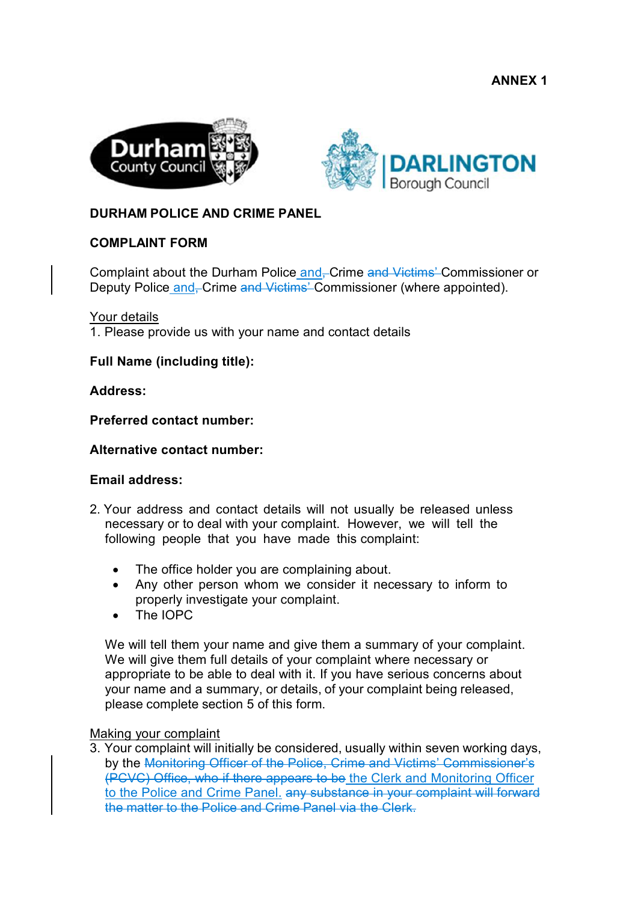**ANNEX 1**

**DURHAM POLICE AND CRIME PANEL**

**COMPLAINT FORM**

Complaint about the Durham Police and~~,~~ Crime ~~and Victims'~~ Commissioner or Deputy Police and~~,~~ Crime ~~and Victims'~~ Commissioner (where appointed).

Your details

1. Please provide us with your name and contact details

**Full Name (including title):**

**Address:**

**Preferred contact number:**

**Alternative contact number:**

**Email address:**

2. Your address and contact details will not usually be released unless necessary or to deal with your complaint. However, we will tell the following people that you have made this complaint:

   - The office holder you are complaining about.
   - Any other person whom we consider it necessary to inform to properly investigate your complaint.
   - The IOPC

   We will tell them your name and give them a summary of your complaint. We will give them full details of your complaint where necessary or appropriate to be able to deal with it. If you have serious concerns about your name and a summary, or details, of your complaint being released, please complete section 5 of this form.

Making your complaint

3. Your complaint will initially be considered, usually within seven working days, by the ~~Monitoring Officer of the Police, Crime and Victims' Commissioner's (PCVC) Office, who if there appears to be~~ the Clerk and Monitoring Officer to the Police and Crime Panel. ~~any substance in your complaint will forward the matter to the Police and Crime Panel via the Clerk.~~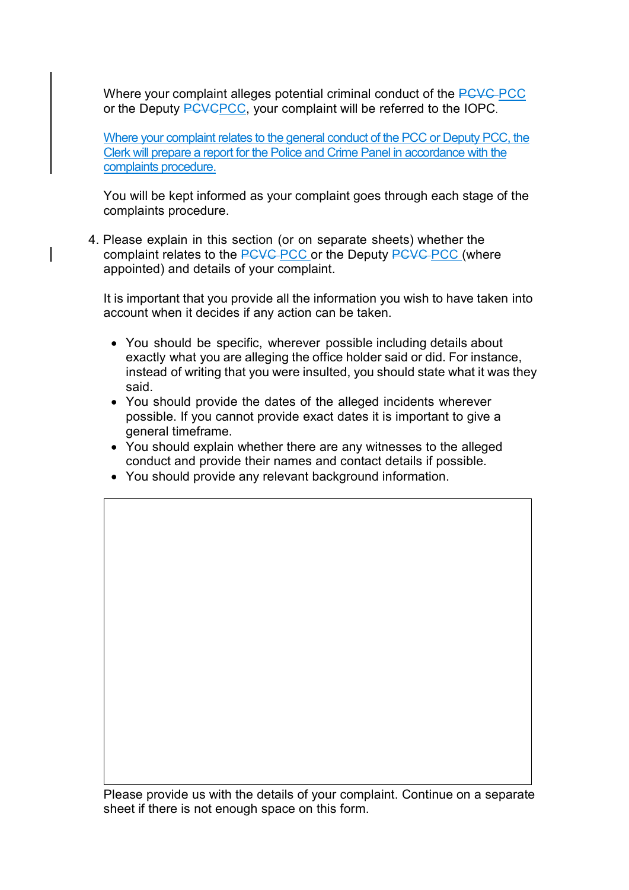Where your complaint alleges potential criminal conduct of the ~~PCVC~~ PCC or the Deputy ~~PCVC~~PCC, your complaint will be referred to the IOPC.

Where your complaint relates to the general conduct of the PCC or Deputy PCC, the Clerk will prepare a report for the Police and Crime Panel in accordance with the complaints procedure.

You will be kept informed as your complaint goes through each stage of the complaints procedure.

4. Please explain in this section (or on separate sheets) whether the complaint relates to the ~~PCVC~~ PCC or the Deputy ~~PCVC~~ PCC (where appointed) and details of your complaint.

   It is important that you provide all the information you wish to have taken into account when it decides if any action can be taken.

   - You should be specific, wherever possible including details about exactly what you are alleging the office holder said or did. For instance, instead of writing that you were insulted, you should state what it was they said.
   - You should provide the dates of the alleged incidents wherever possible. If you cannot provide exact dates it is important to give a general timeframe.
   - You should explain whether there are any witnesses to the alleged conduct and provide their names and contact details if possible.
   - You should provide any relevant background information.

Please provide us with the details of your complaint. Continue on a separate sheet if there is not enough space on this form.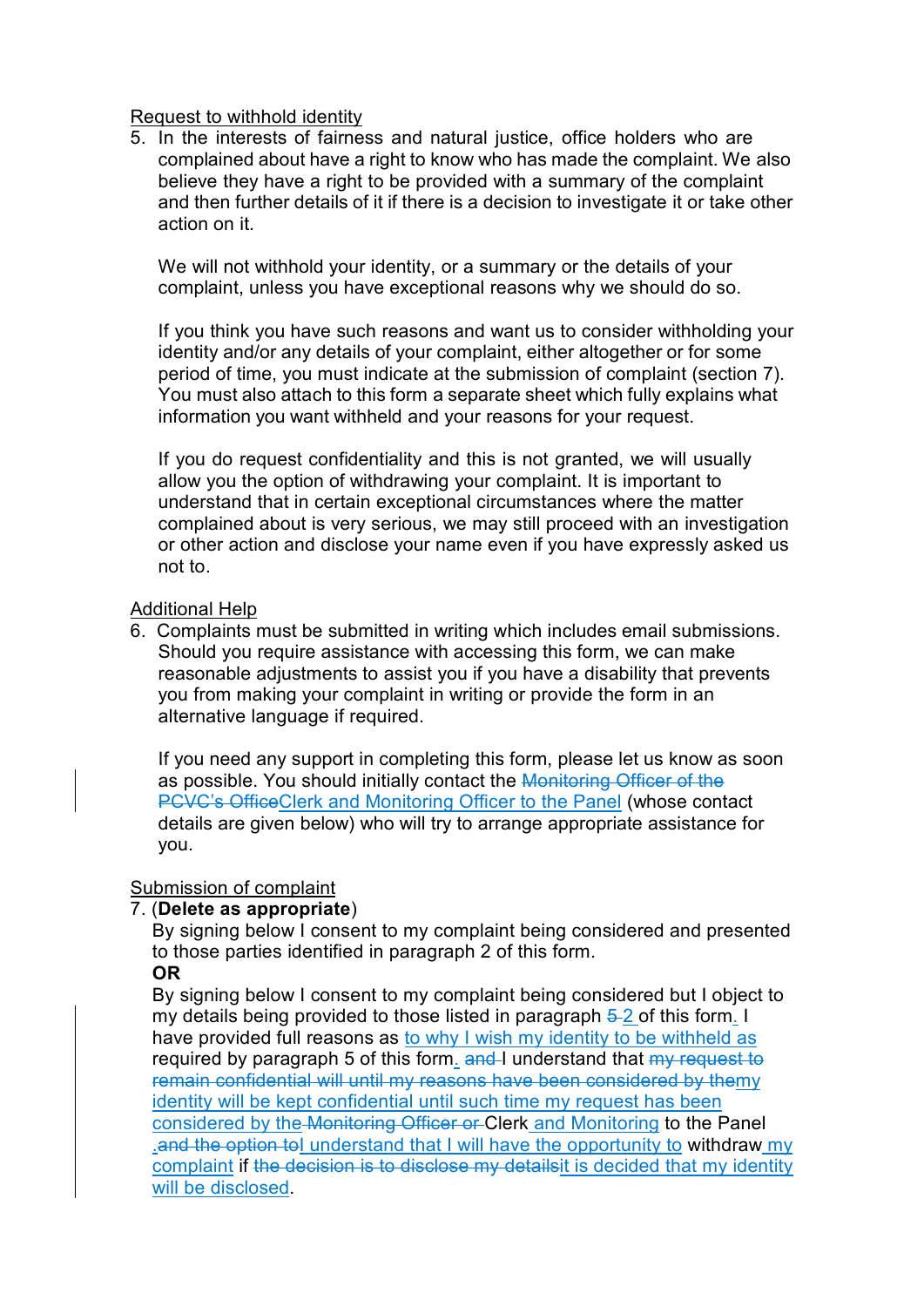Request to withhold identity

5. In the interests of fairness and natural justice, office holders who are complained about have a right to know who has made the complaint. We also believe they have a right to be provided with a summary of the complaint and then further details of it if there is a decision to investigate it or take other action on it.

   We will not withhold your identity, or a summary or the details of your complaint, unless you have exceptional reasons why we should do so.

   If you think you have such reasons and want us to consider withholding your identity and/or any details of your complaint, either altogether or for some period of time, you must indicate at the submission of complaint (section 7). You must also attach to this form a separate sheet which fully explains what information you want withheld and your reasons for your request.

   If you do request confidentiality and this is not granted, we will usually allow you the option of withdrawing your complaint. It is important to understand that in certain exceptional circumstances where the matter complained about is very serious, we may still proceed with an investigation or other action and disclose your name even if you have expressly asked us not to.

Additional Help

6. Complaints must be submitted in writing which includes email submissions. Should you require assistance with accessing this form, we can make reasonable adjustments to assist you if you have a disability that prevents you from making your complaint in writing or provide the form in an alternative language if required.

   If you need any support in completing this form, please let us know as soon as possible. You should initially contact the ~~Monitoring Officer of the PCVC's Office~~Clerk and Monitoring Officer to the Panel (whose contact details are given below) who will try to arrange appropriate assistance for you.

Submission of complaint

7. (**Delete as appropriate**)

   By signing below I consent to my complaint being considered and presented to those parties identified in paragraph 2 of this form.

   **OR**

   By signing below I consent to my complaint being considered but I object to my details being provided to those listed in paragraph ~~5~~ 2 of this form. I have provided full reasons as to why I wish my identity to be withheld as required by paragraph 5 of this form. ~~and~~ I understand that ~~my request to remain confidential will until my reasons have been considered by the~~my identity will be kept confidential until such time my request has been considered by the ~~Monitoring Officer or~~ Clerk and Monitoring to the Panel .~~and the option to~~I understand that I will have the opportunity to withdraw my complaint if ~~the decision is to disclose my details~~it is decided that my identity will be disclosed.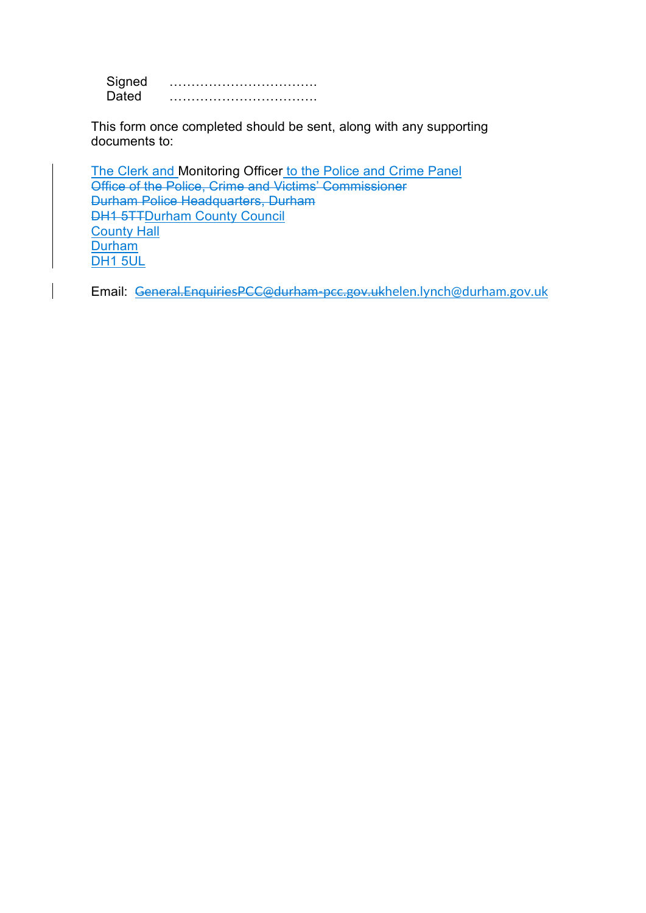Signed ……………………………
Dated ……………………………

This form once completed should be sent, along with any supporting documents to:

The Clerk and Monitoring Officer to the Police and Crime Panel
~~Office of the Police, Crime and Victims' Commissioner~~
~~Durham Police Headquarters, Durham~~
~~DH1 5TT~~Durham County Council
County Hall
Durham
DH1 5UL

Email: ~~General.EnquiriesPCC@durham-pcc.gov.uk~~helen.lynch@durham.gov.uk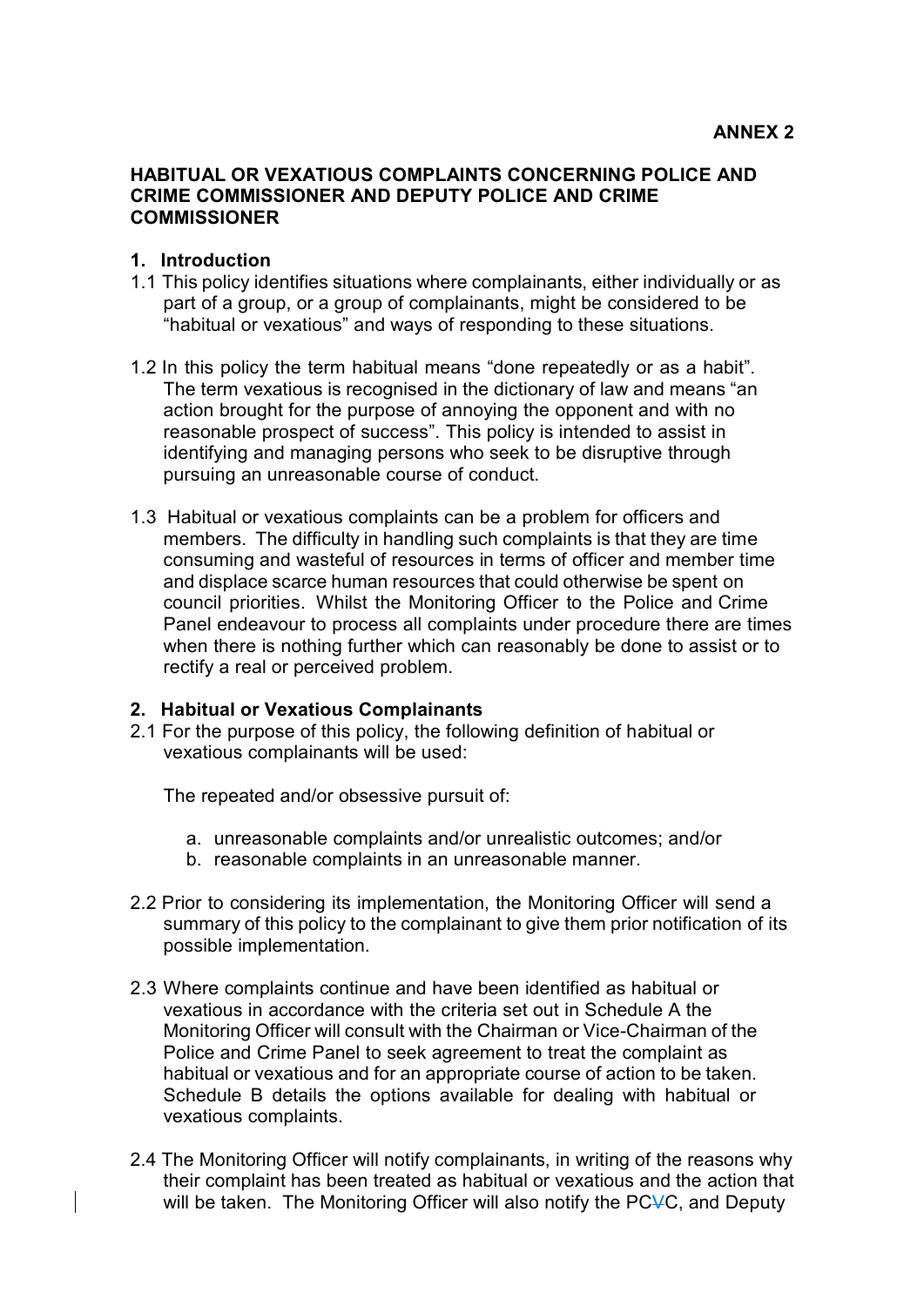**ANNEX 2**

**HABITUAL OR VEXATIOUS COMPLAINTS CONCERNING POLICE AND CRIME COMMISSIONER AND DEPUTY POLICE AND CRIME COMMISSIONER**

**1. Introduction**

1.1 This policy identifies situations where complainants, either individually or as part of a group, or a group of complainants, might be considered to be "habitual or vexatious" and ways of responding to these situations.

1.2 In this policy the term habitual means "done repeatedly or as a habit". The term vexatious is recognised in the dictionary of law and means "an action brought for the purpose of annoying the opponent and with no reasonable prospect of success". This policy is intended to assist in identifying and managing persons who seek to be disruptive through pursuing an unreasonable course of conduct.

1.3 Habitual or vexatious complaints can be a problem for officers and members. The difficulty in handling such complaints is that they are time consuming and wasteful of resources in terms of officer and member time and displace scarce human resources that could otherwise be spent on council priorities. Whilst the Monitoring Officer to the Police and Crime Panel endeavour to process all complaints under procedure there are times when there is nothing further which can reasonably be done to assist or to rectify a real or perceived problem.

**2. Habitual or Vexatious Complainants**

2.1 For the purpose of this policy, the following definition of habitual or vexatious complainants will be used:

The repeated and/or obsessive pursuit of:

a. unreasonable complaints and/or unrealistic outcomes; and/or
b. reasonable complaints in an unreasonable manner.

2.2 Prior to considering its implementation, the Monitoring Officer will send a summary of this policy to the complainant to give them prior notification of its possible implementation.

2.3 Where complaints continue and have been identified as habitual or vexatious in accordance with the criteria set out in Schedule A the Monitoring Officer will consult with the Chairman or Vice-Chairman of the Police and Crime Panel to seek agreement to treat the complaint as habitual or vexatious and for an appropriate course of action to be taken. Schedule B details the options available for dealing with habitual or vexatious complaints.

2.4 The Monitoring Officer will notify complainants, in writing of the reasons why their complaint has been treated as habitual or vexatious and the action that will be taken. The Monitoring Officer will also notify the PCVC, and Deputy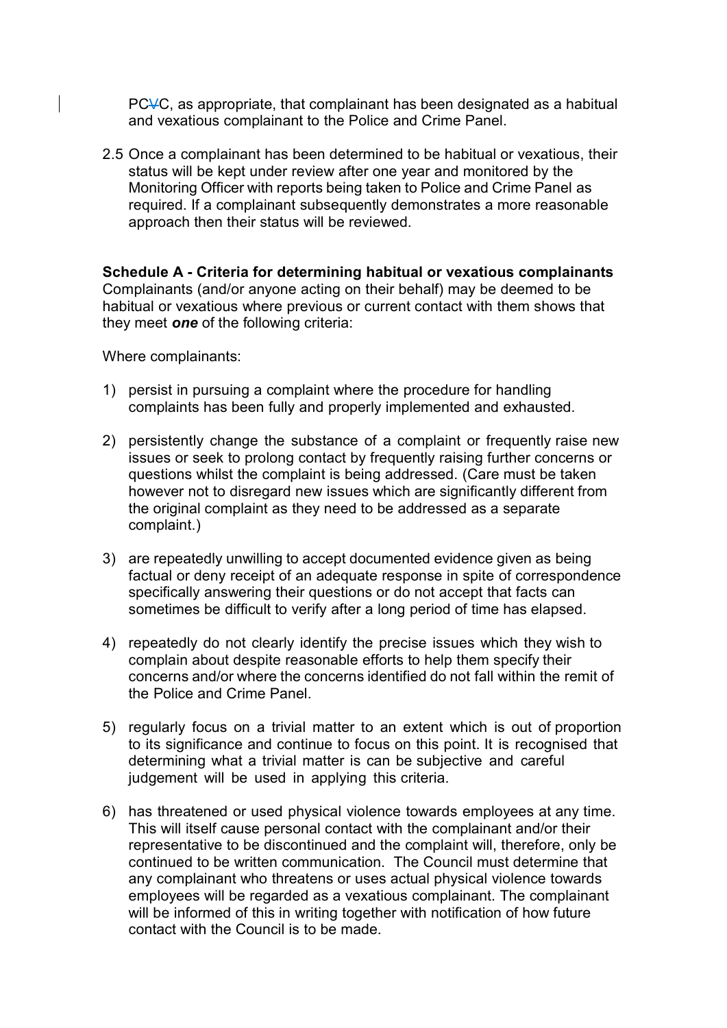PCVC, as appropriate, that complainant has been designated as a habitual and vexatious complainant to the Police and Crime Panel.

2.5 Once a complainant has been determined to be habitual or vexatious, their status will be kept under review after one year and monitored by the Monitoring Officer with reports being taken to Police and Crime Panel as required. If a complainant subsequently demonstrates a more reasonable approach then their status will be reviewed.

**Schedule A - Criteria for determining habitual or vexatious complainants**
Complainants (and/or anyone acting on their behalf) may be deemed to be habitual or vexatious where previous or current contact with them shows that they meet ***one*** of the following criteria:

Where complainants:

1) persist in pursuing a complaint where the procedure for handling complaints has been fully and properly implemented and exhausted.

2) persistently change the substance of a complaint or frequently raise new issues or seek to prolong contact by frequently raising further concerns or questions whilst the complaint is being addressed. (Care must be taken however not to disregard new issues which are significantly different from the original complaint as they need to be addressed as a separate complaint.)

3) are repeatedly unwilling to accept documented evidence given as being factual or deny receipt of an adequate response in spite of correspondence specifically answering their questions or do not accept that facts can sometimes be difficult to verify after a long period of time has elapsed.

4) repeatedly do not clearly identify the precise issues which they wish to complain about despite reasonable efforts to help them specify their concerns and/or where the concerns identified do not fall within the remit of the Police and Crime Panel.

5) regularly focus on a trivial matter to an extent which is out of proportion to its significance and continue to focus on this point. It is recognised that determining what a trivial matter is can be subjective and careful judgement will be used in applying this criteria.

6) has threatened or used physical violence towards employees at any time. This will itself cause personal contact with the complainant and/or their representative to be discontinued and the complaint will, therefore, only be continued to be written communication. The Council must determine that any complainant who threatens or uses actual physical violence towards employees will be regarded as a vexatious complainant. The complainant will be informed of this in writing together with notification of how future contact with the Council is to be made.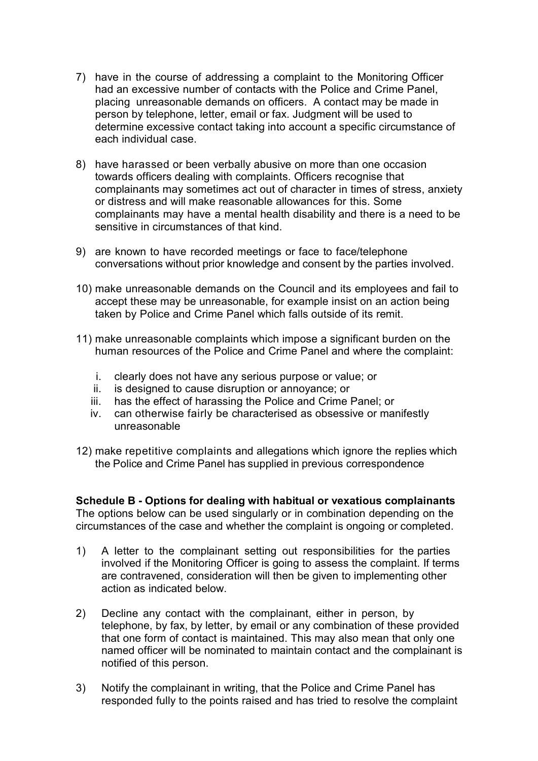7) have in the course of addressing a complaint to the Monitoring Officer had an excessive number of contacts with the Police and Crime Panel, placing unreasonable demands on officers. A contact may be made in person by telephone, letter, email or fax. Judgment will be used to determine excessive contact taking into account a specific circumstance of each individual case.

8) have harassed or been verbally abusive on more than one occasion towards officers dealing with complaints. Officers recognise that complainants may sometimes act out of character in times of stress, anxiety or distress and will make reasonable allowances for this. Some complainants may have a mental health disability and there is a need to be sensitive in circumstances of that kind.

9) are known to have recorded meetings or face to face/telephone conversations without prior knowledge and consent by the parties involved.

10) make unreasonable demands on the Council and its employees and fail to accept these may be unreasonable, for example insist on an action being taken by Police and Crime Panel which falls outside of its remit.

11) make unreasonable complaints which impose a significant burden on the human resources of the Police and Crime Panel and where the complaint:

    i. clearly does not have any serious purpose or value; or
    ii. is designed to cause disruption or annoyance; or
    iii. has the effect of harassing the Police and Crime Panel; or
    iv. can otherwise fairly be characterised as obsessive or manifestly unreasonable

12) make repetitive complaints and allegations which ignore the replies which the Police and Crime Panel has supplied in previous correspondence

**Schedule B - Options for dealing with habitual or vexatious complainants**
The options below can be used singularly or in combination depending on the circumstances of the case and whether the complaint is ongoing or completed.

1) A letter to the complainant setting out responsibilities for the parties involved if the Monitoring Officer is going to assess the complaint. If terms are contravened, consideration will then be given to implementing other action as indicated below.

2) Decline any contact with the complainant, either in person, by telephone, by fax, by letter, by email or any combination of these provided that one form of contact is maintained. This may also mean that only one named officer will be nominated to maintain contact and the complainant is notified of this person.

3) Notify the complainant in writing, that the Police and Crime Panel has responded fully to the points raised and has tried to resolve the complaint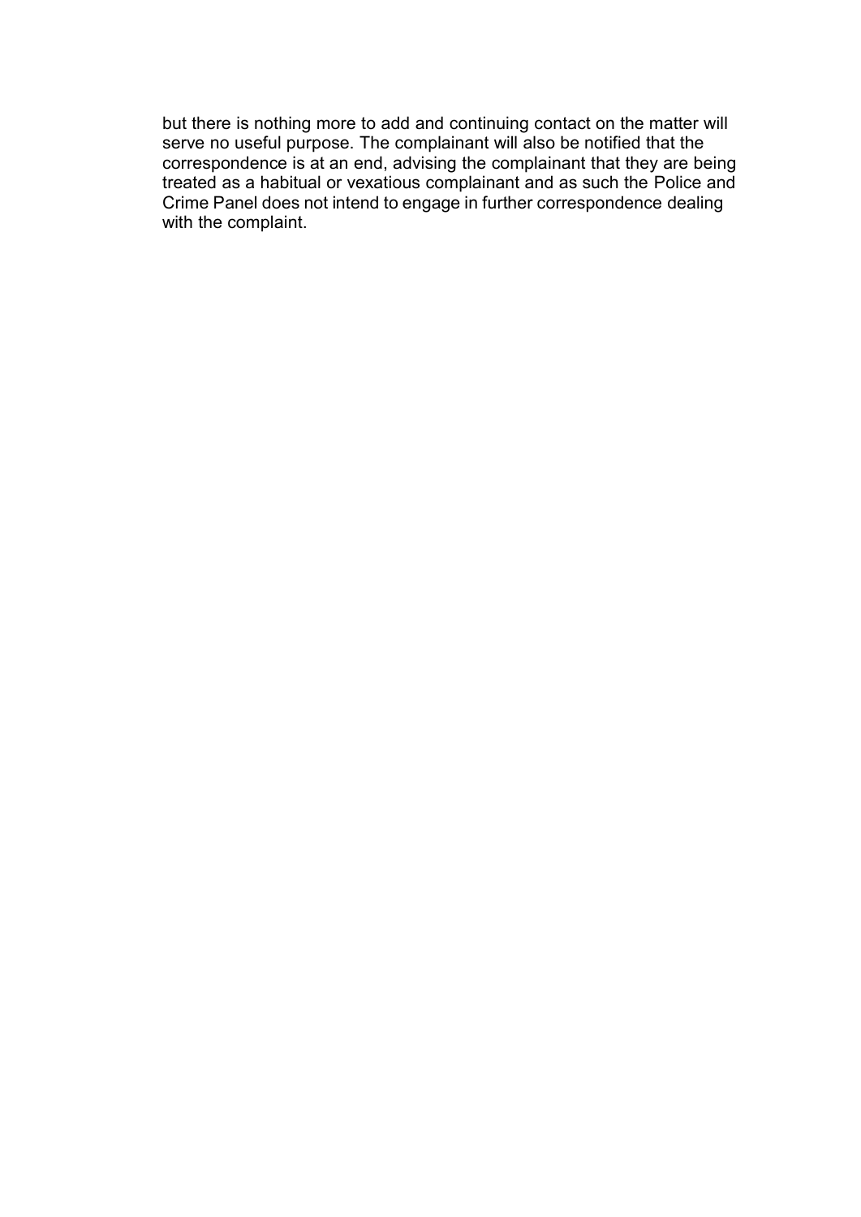but there is nothing more to add and continuing contact on the matter will serve no useful purpose. The complainant will also be notified that the correspondence is at an end, advising the complainant that they are being treated as a habitual or vexatious complainant and as such the Police and Crime Panel does not intend to engage in further correspondence dealing with the complaint.